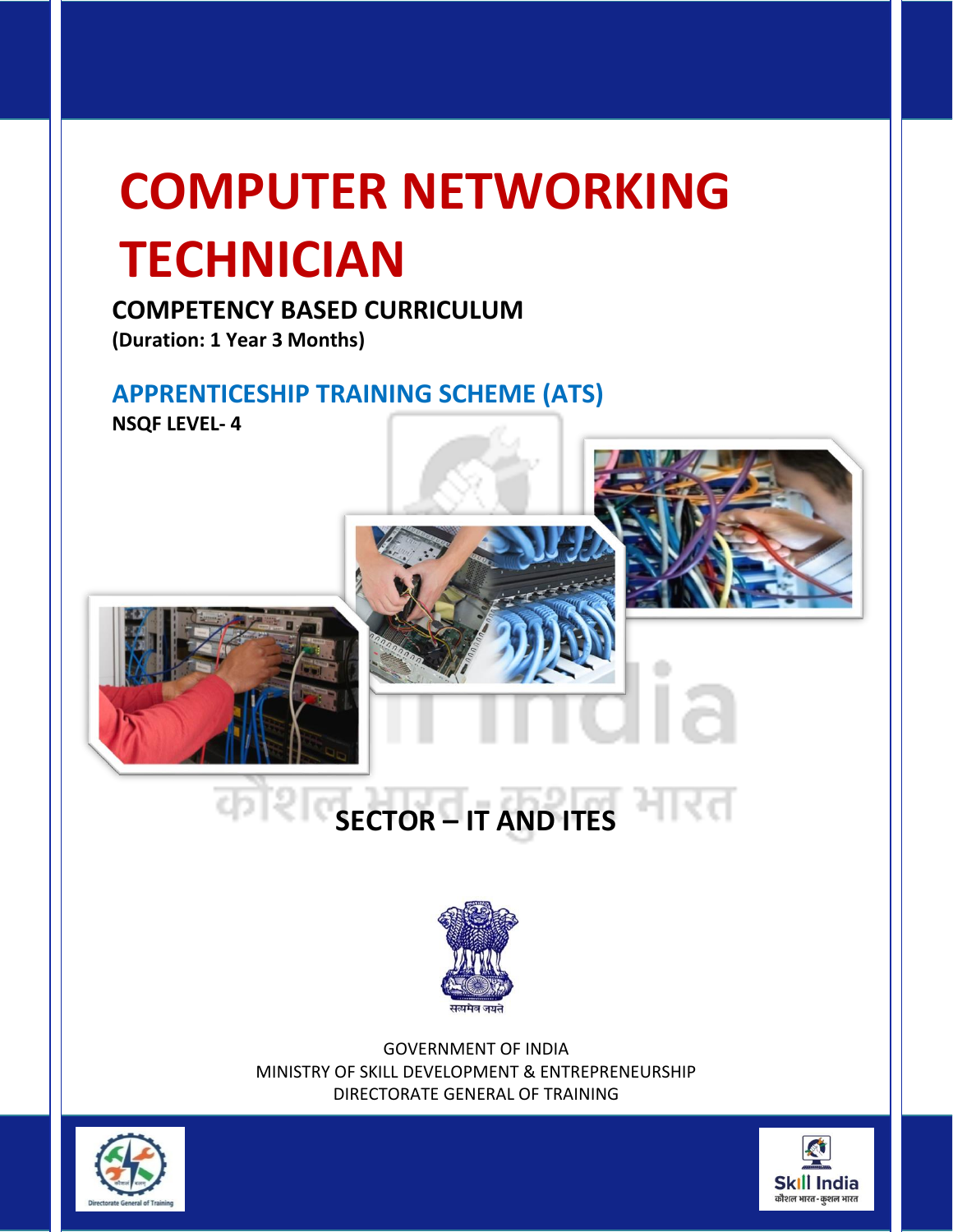# COMPUTER NETWORKING TECHNICIAN

## COMPETENCY BASED CURRICULUM

**(Duration: 1 Year 3 Months)**

## APPRENTICESHIP TRAINING SCHEME (ATS)

**NSQF LEVEL- 4**

## SECTOR – IT AND ITES

GOVERNMENT OF INDIA
MINISTRY OF SKILL DEVELOPMENT & ENTREPRENEURSHIP
DIRECTORATE GENERAL OF TRAINING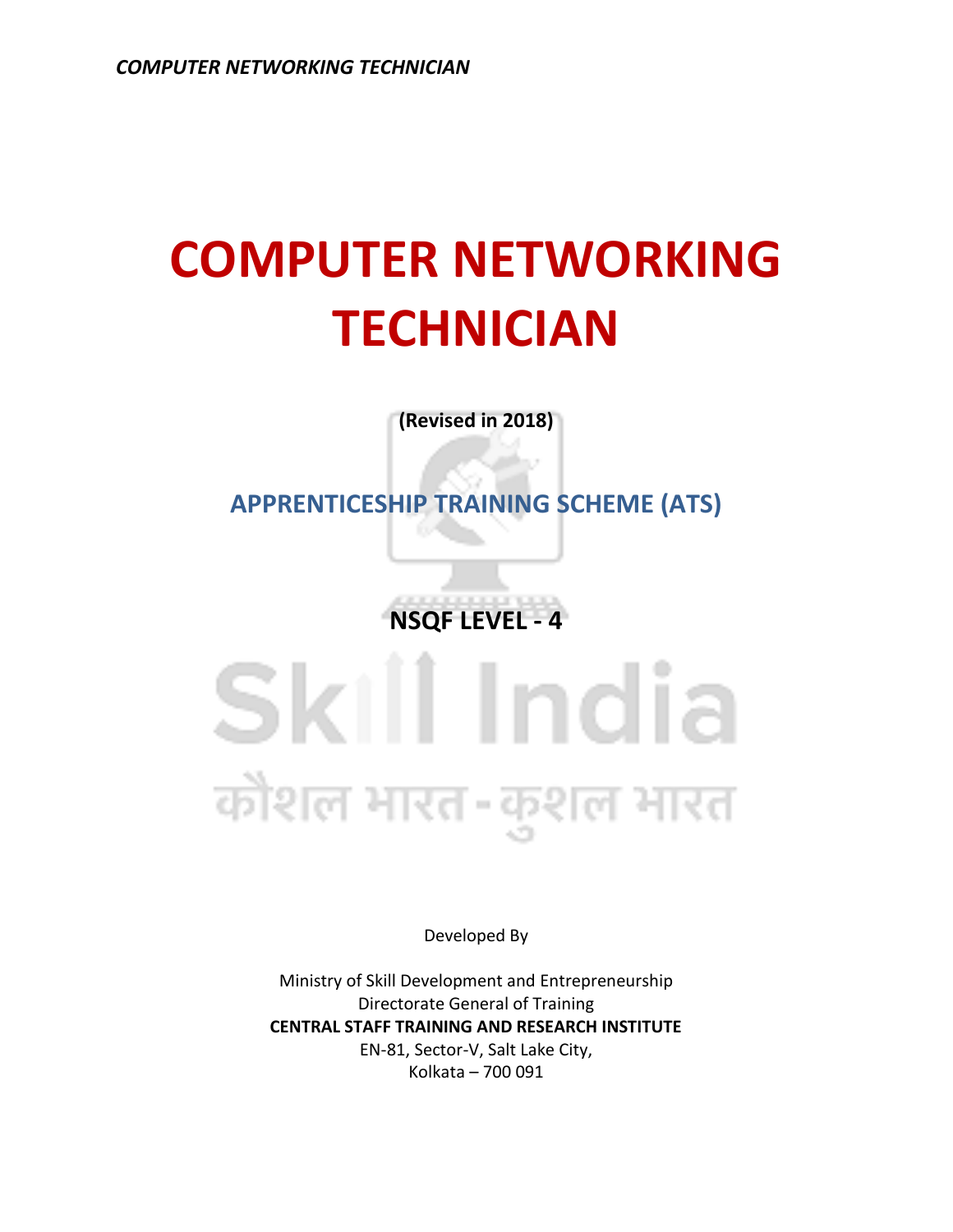# COMPUTER NETWORKING TECHNICIAN

**(Revised in 2018)**

## APPRENTICESHIP TRAINING SCHEME (ATS)

**NSQF LEVEL - 4**

Developed By

Ministry of Skill Development and Entrepreneurship
Directorate General of Training
**CENTRAL STAFF TRAINING AND RESEARCH INSTITUTE**
EN-81, Sector-V, Salt Lake City,
Kolkata – 700 091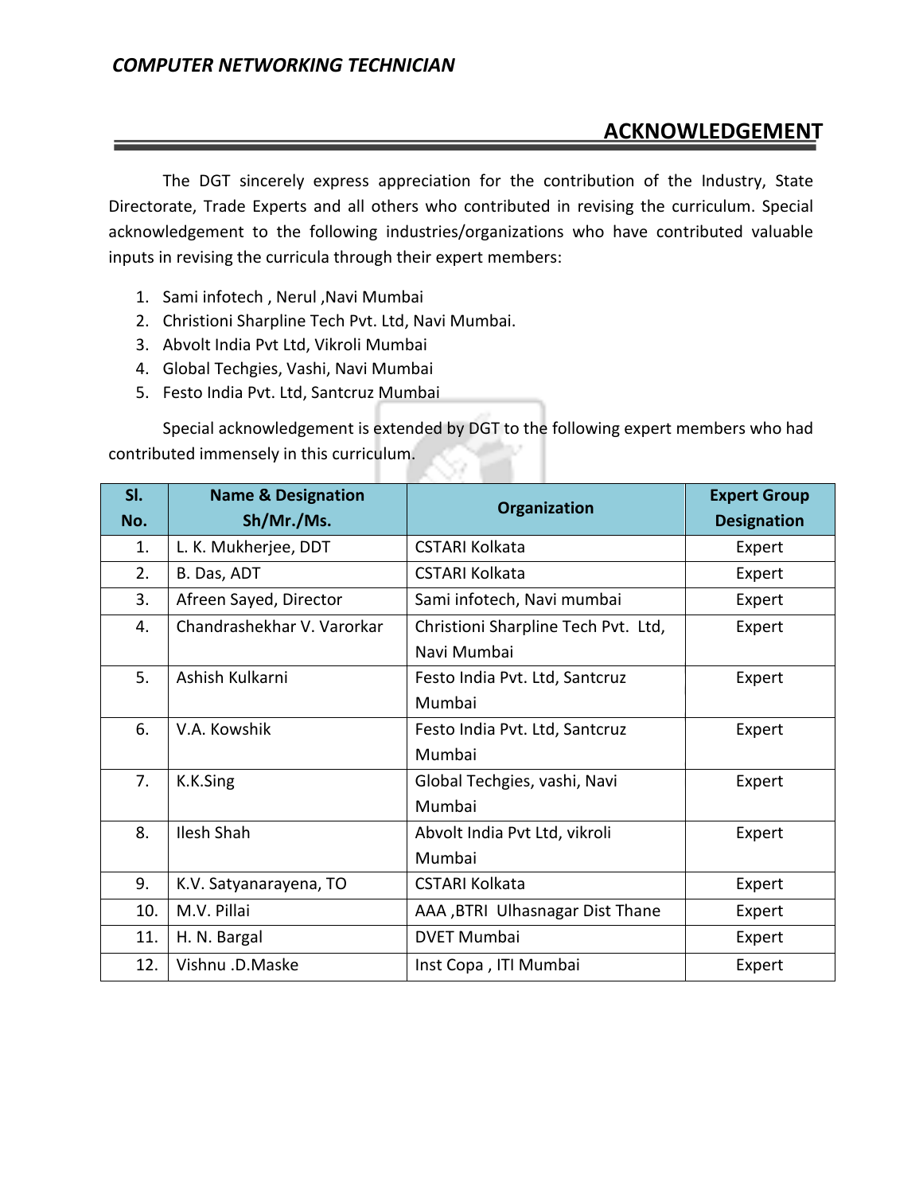## ACKNOWLEDGEMENT

The DGT sincerely express appreciation for the contribution of the Industry, State Directorate, Trade Experts and all others who contributed in revising the curriculum. Special acknowledgement to the following industries/organizations who have contributed valuable inputs in revising the curricula through their expert members:

1. Sami infotech , Nerul ,Navi Mumbai
2. Christioni Sharpline Tech Pvt. Ltd, Navi Mumbai.
3. Abvolt India Pvt Ltd, Vikroli Mumbai
4. Global Techgies, Vashi, Navi Mumbai
5. Festo India Pvt. Ltd, Santcruz Mumbai

Special acknowledgement is extended by DGT to the following expert members who had contributed immensely in this curriculum.

| Sl. No. | Name & Designation Sh/Mr./Ms. | Organization | Expert Group Designation |
|---|---|---|---|
| 1. | L. K. Mukherjee, DDT | CSTARI Kolkata | Expert |
| 2. | B. Das, ADT | CSTARI Kolkata | Expert |
| 3. | Afreen Sayed, Director | Sami infotech, Navi mumbai | Expert |
| 4. | Chandrashekhar V. Varorkar | Christioni Sharpline Tech Pvt. Ltd, Navi Mumbai | Expert |
| 5. | Ashish Kulkarni | Festo India Pvt. Ltd, Santcruz Mumbai | Expert |
| 6. | V.A. Kowshik | Festo India Pvt. Ltd, Santcruz Mumbai | Expert |
| 7. | K.K.Sing | Global Techgies, vashi, Navi Mumbai | Expert |
| 8. | Ilesh Shah | Abvolt India Pvt Ltd, vikroli Mumbai | Expert |
| 9. | K.V. Satyanarayena, TO | CSTARI Kolkata | Expert |
| 10. | M.V. Pillai | AAA ,BTRI Ulhasnagar Dist Thane | Expert |
| 11. | H. N. Bargal | DVET Mumbai | Expert |
| 12. | Vishnu .D.Maske | Inst Copa , ITI Mumbai | Expert |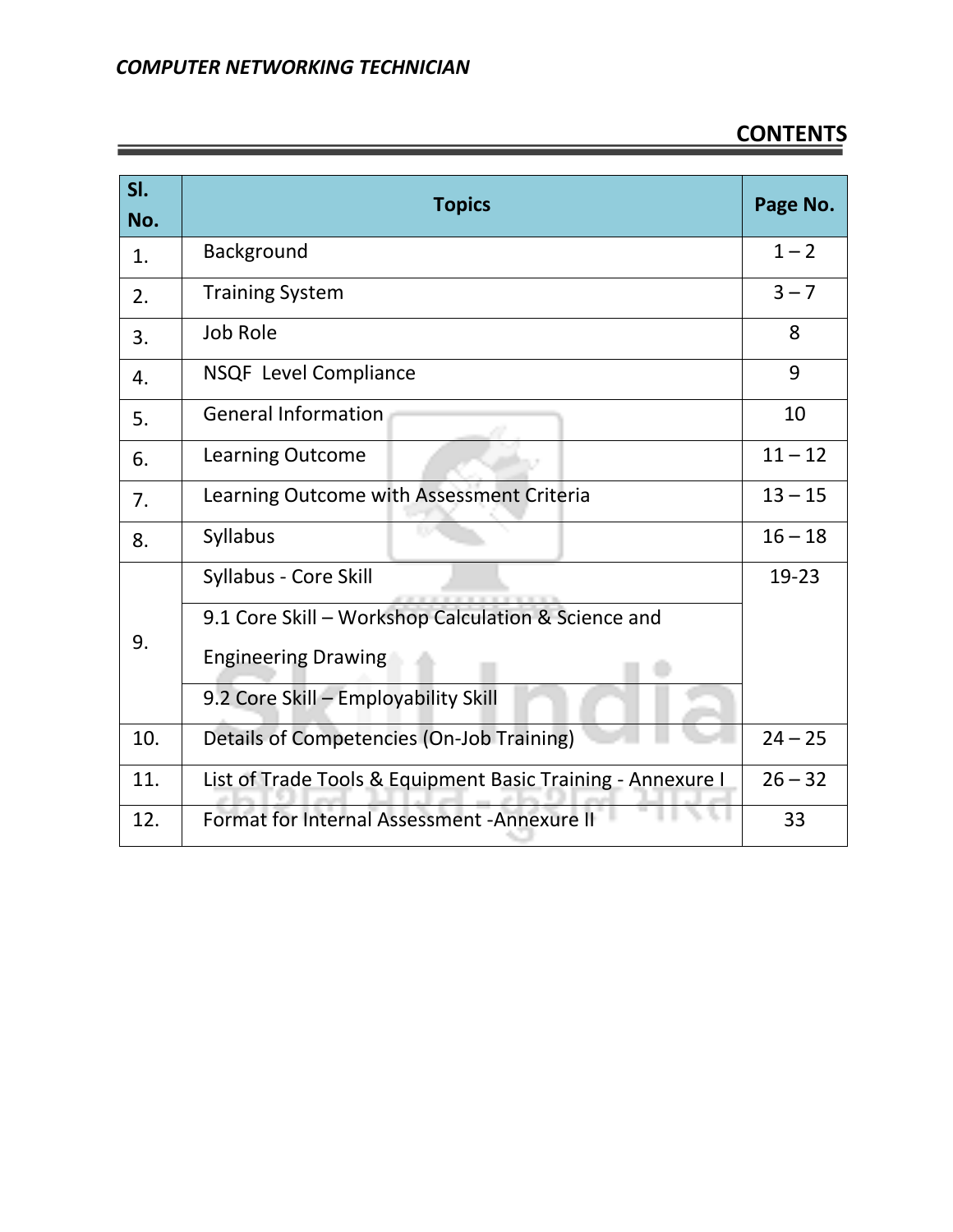## CONTENTS

| Sl. No. | Topics | Page No. |
|---|---|---|
| 1. | Background | 1 – 2 |
| 2. | Training System | 3 – 7 |
| 3. | Job Role | 8 |
| 4. | NSQF Level Compliance | 9 |
| 5. | General Information | 10 |
| 6. | Learning Outcome | 11 – 12 |
| 7. | Learning Outcome with Assessment Criteria | 13 – 15 |
| 8. | Syllabus | 16 – 18 |
| 9. | Syllabus - Core Skill | 19-23 |
| | 9.1 Core Skill – Workshop Calculation & Science and Engineering Drawing | |
| | 9.2 Core Skill – Employability Skill | |
| 10. | Details of Competencies (On-Job Training) | 24 – 25 |
| 11. | List of Trade Tools & Equipment Basic Training - Annexure I | 26 – 32 |
| 12. | Format for Internal Assessment -Annexure II | 33 |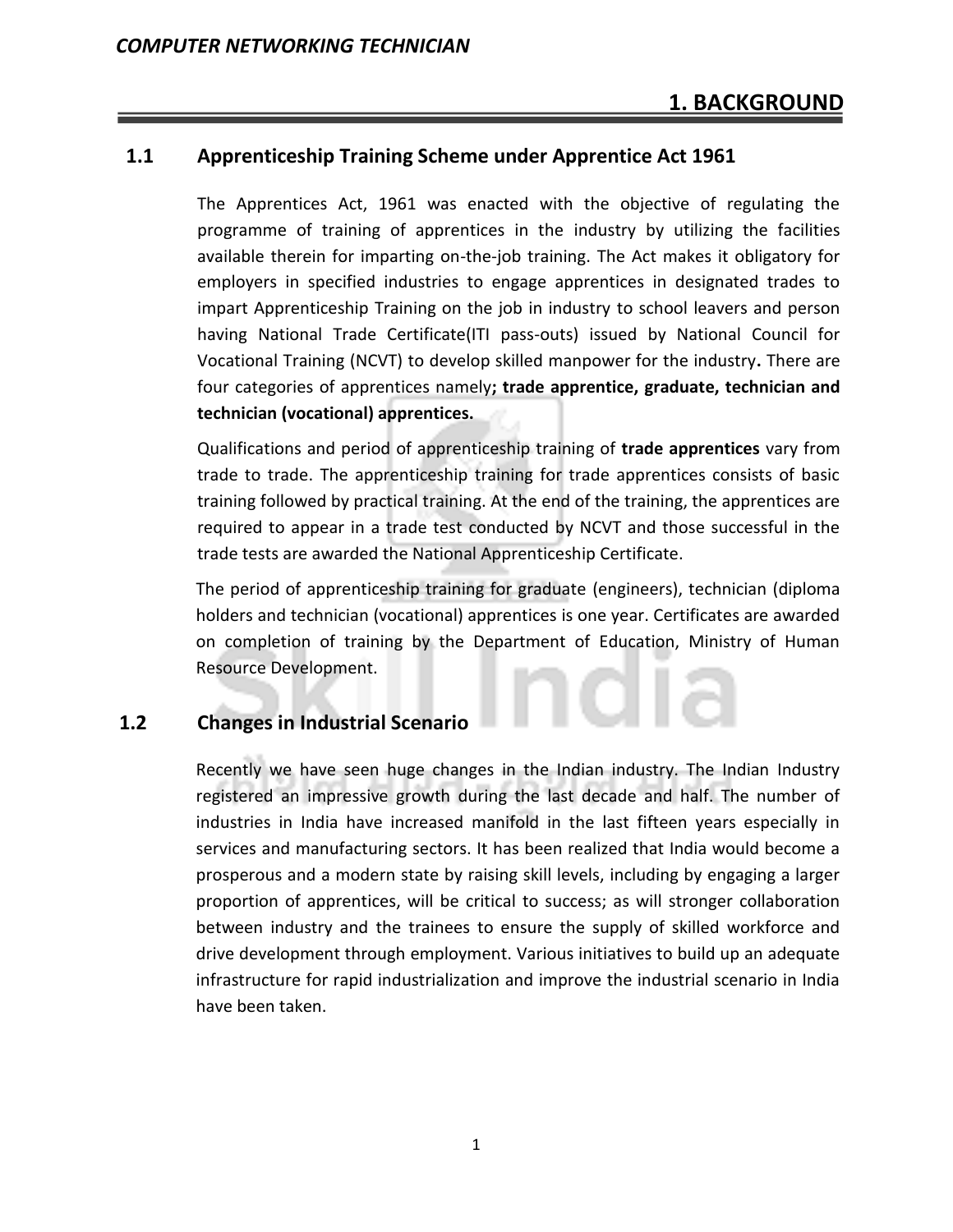# 1. BACKGROUND

## 1.1 Apprenticeship Training Scheme under Apprentice Act 1961

The Apprentices Act, 1961 was enacted with the objective of regulating the programme of training of apprentices in the industry by utilizing the facilities available therein for imparting on-the-job training. The Act makes it obligatory for employers in specified industries to engage apprentices in designated trades to impart Apprenticeship Training on the job in industry to school leavers and person having National Trade Certificate(ITI pass-outs) issued by National Council for Vocational Training (NCVT) to develop skilled manpower for the industry**.** There are four categories of apprentices namely**; trade apprentice, graduate, technician and technician (vocational) apprentices.**

Qualifications and period of apprenticeship training of **trade apprentices** vary from trade to trade. The apprenticeship training for trade apprentices consists of basic training followed by practical training. At the end of the training, the apprentices are required to appear in a trade test conducted by NCVT and those successful in the trade tests are awarded the National Apprenticeship Certificate.

The period of apprenticeship training for graduate (engineers), technician (diploma holders and technician (vocational) apprentices is one year. Certificates are awarded on completion of training by the Department of Education, Ministry of Human Resource Development.

## 1.2 Changes in Industrial Scenario

Recently we have seen huge changes in the Indian industry. The Indian Industry registered an impressive growth during the last decade and half. The number of industries in India have increased manifold in the last fifteen years especially in services and manufacturing sectors. It has been realized that India would become a prosperous and a modern state by raising skill levels, including by engaging a larger proportion of apprentices, will be critical to success; as will stronger collaboration between industry and the trainees to ensure the supply of skilled workforce and drive development through employment. Various initiatives to build up an adequate infrastructure for rapid industrialization and improve the industrial scenario in India have been taken.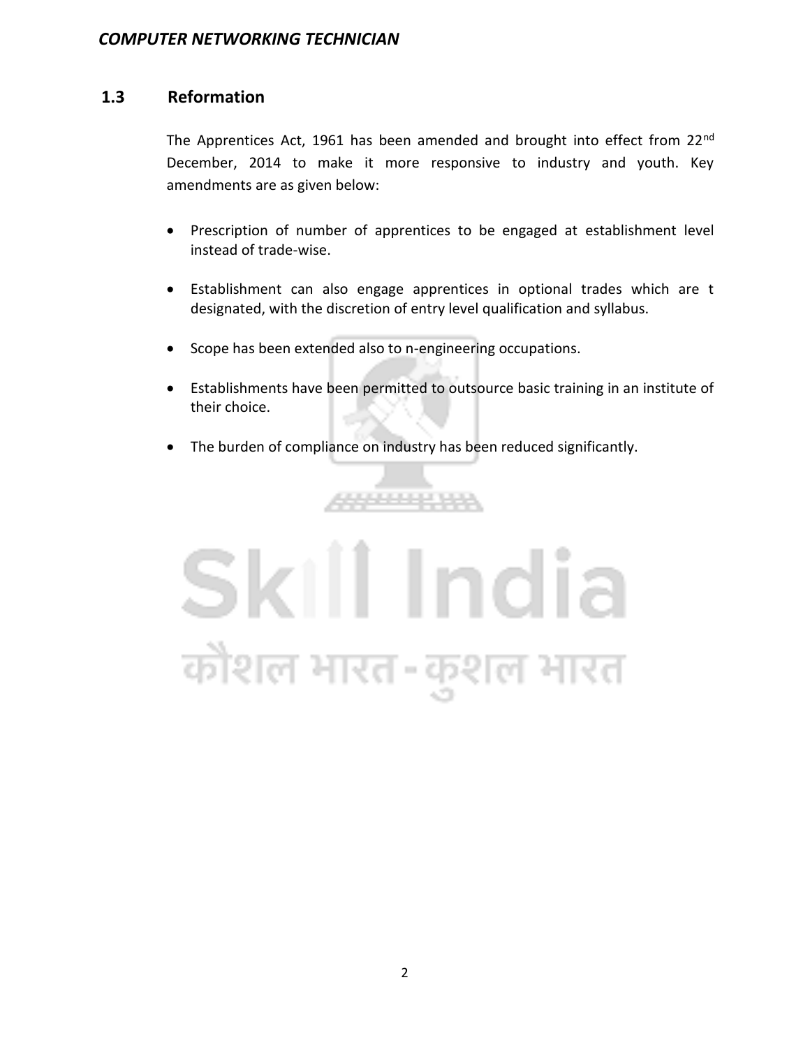## 1.3 Reformation

The Apprentices Act, 1961 has been amended and brought into effect from 22nd December, 2014 to make it more responsive to industry and youth. Key amendments are as given below:

- Prescription of number of apprentices to be engaged at establishment level instead of trade-wise.
- Establishment can also engage apprentices in optional trades which are t designated, with the discretion of entry level qualification and syllabus.
- Scope has been extended also to n-engineering occupations.
- Establishments have been permitted to outsource basic training in an institute of their choice.
- The burden of compliance on industry has been reduced significantly.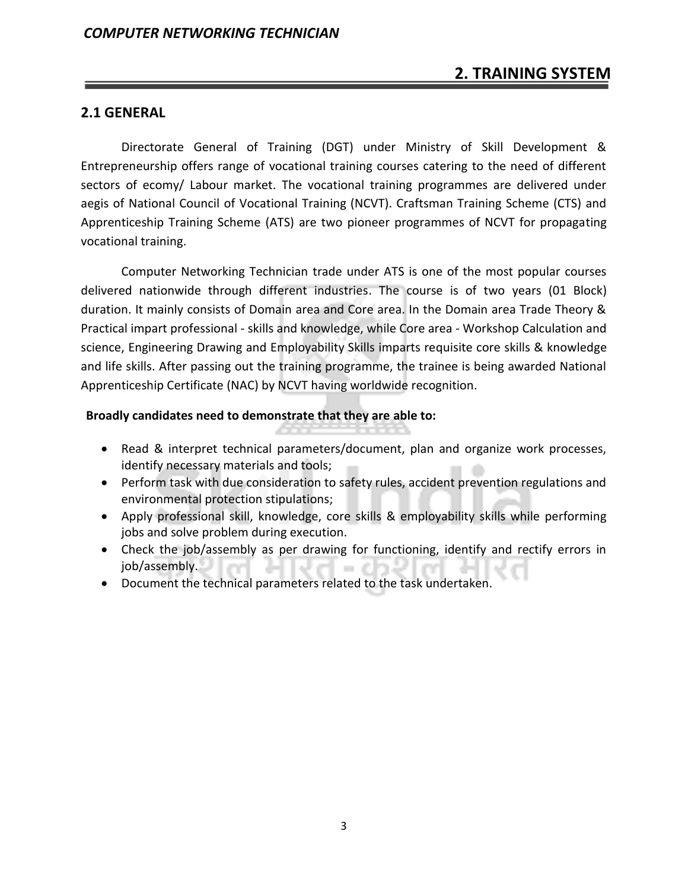# 2. TRAINING SYSTEM

## 2.1 GENERAL

Directorate General of Training (DGT) under Ministry of Skill Development & Entrepreneurship offers range of vocational training courses catering to the need of different sectors of ecomy/ Labour market. The vocational training programmes are delivered under aegis of National Council of Vocational Training (NCVT). Craftsman Training Scheme (CTS) and Apprenticeship Training Scheme (ATS) are two pioneer programmes of NCVT for propagating vocational training.

Computer Networking Technician trade under ATS is one of the most popular courses delivered nationwide through different industries. The course is of two years (01 Block) duration. It mainly consists of Domain area and Core area. In the Domain area Trade Theory & Practical impart professional - skills and knowledge, while Core area - Workshop Calculation and science, Engineering Drawing and Employability Skills imparts requisite core skills & knowledge and life skills. After passing out the training programme, the trainee is being awarded National Apprenticeship Certificate (NAC) by NCVT having worldwide recognition.

**Broadly candidates need to demonstrate that they are able to:**

- Read & interpret technical parameters/document, plan and organize work processes, identify necessary materials and tools;
- Perform task with due consideration to safety rules, accident prevention regulations and environmental protection stipulations;
- Apply professional skill, knowledge, core skills & employability skills while performing jobs and solve problem during execution.
- Check the job/assembly as per drawing for functioning, identify and rectify errors in job/assembly.
- Document the technical parameters related to the task undertaken.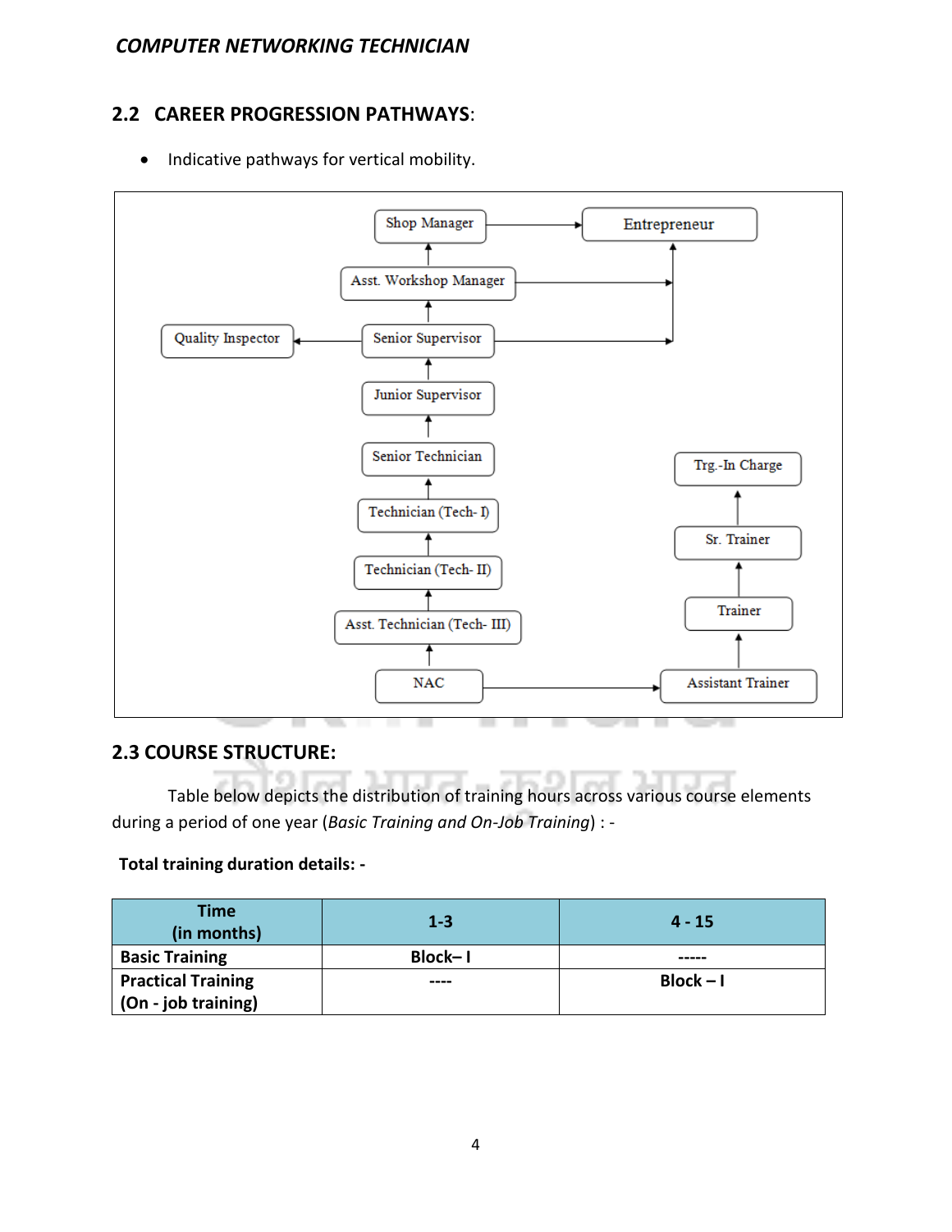## 2.2 CAREER PROGRESSION PATHWAYS:

- Indicative pathways for vertical mobility.

Shop Manager → Entrepreneur

Asst. Workshop Manager → Entrepreneur

Quality Inspector ← Senior Supervisor → Entrepreneur

Junior Supervisor

Senior Technician

Technician (Tech- I)

Technician (Tech- II)

Asst. Technician (Tech- III)

NAC → Assistant Trainer

Trg.-In Charge

Sr. Trainer

Trainer

Assistant Trainer

## 2.3 COURSE STRUCTURE:

Table below depicts the distribution of training hours across various course elements during a period of one year (*Basic Training and On-Job Training*) : -

**Total training duration details: -**

| Time (in months) | 1-3 | 4 - 15 |
|---|---|---|
| **Basic Training** | **Block– I** | **-----** |
| **Practical Training (On - job training)** | **----** | **Block – I** |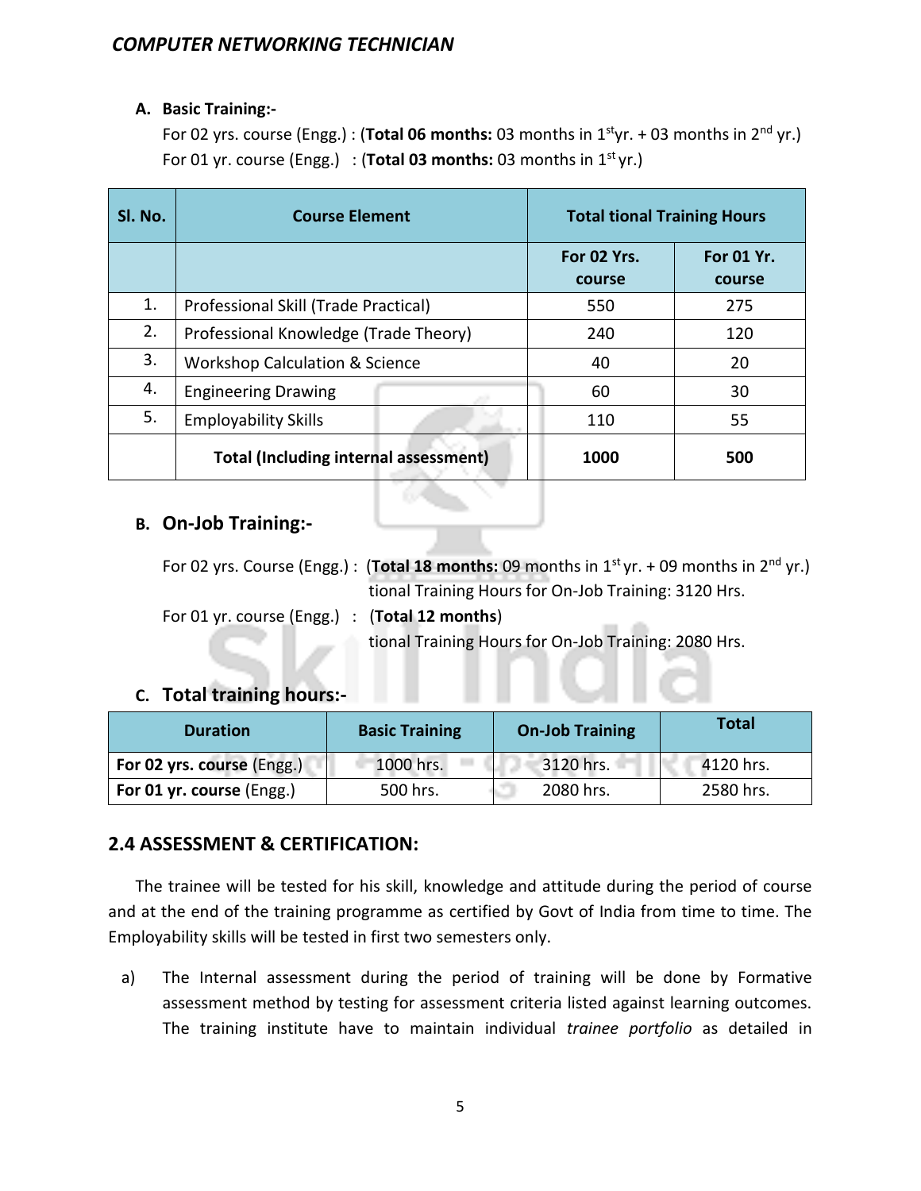**A. Basic Training:-**

For 02 yrs. course (Engg.) : (**Total 06 months:** 03 months in 1st yr. + 03 months in 2nd yr.)

For 01 yr. course (Engg.) : (**Total 03 months:** 03 months in 1st yr.)

| Sl. No. | Course Element | Total tional Training Hours | |
|---|---|---|---|
| | | **For 02 Yrs. course** | **For 01 Yr. course** |
| 1. | Professional Skill (Trade Practical) | 550 | 275 |
| 2. | Professional Knowledge (Trade Theory) | 240 | 120 |
| 3. | Workshop Calculation & Science | 40 | 20 |
| 4. | Engineering Drawing | 60 | 30 |
| 5. | Employability Skills | 110 | 55 |
| | **Total (Including internal assessment)** | **1000** | **500** |

### B. On-Job Training:-

For 02 yrs. Course (Engg.) : (**Total 18 months:** 09 months in 1st yr. + 09 months in 2nd yr.)
tional Training Hours for On-Job Training: 3120 Hrs.

For 01 yr. course (Engg.) : (**Total 12 months**)
tional Training Hours for On-Job Training: 2080 Hrs.

### C. Total training hours:-

| Duration | Basic Training | On-Job Training | Total |
|---|---|---|---|
| **For 02 yrs. course** (Engg.) | 1000 hrs. | 3120 hrs. | 4120 hrs. |
| **For 01 yr. course** (Engg.) | 500 hrs. | 2080 hrs. | 2580 hrs. |

## 2.4 ASSESSMENT & CERTIFICATION:

The trainee will be tested for his skill, knowledge and attitude during the period of course and at the end of the training programme as certified by Govt of India from time to time. The Employability skills will be tested in first two semesters only.

a) The Internal assessment during the period of training will be done by Formative assessment method by testing for assessment criteria listed against learning outcomes. The training institute have to maintain individual *trainee portfolio* as detailed in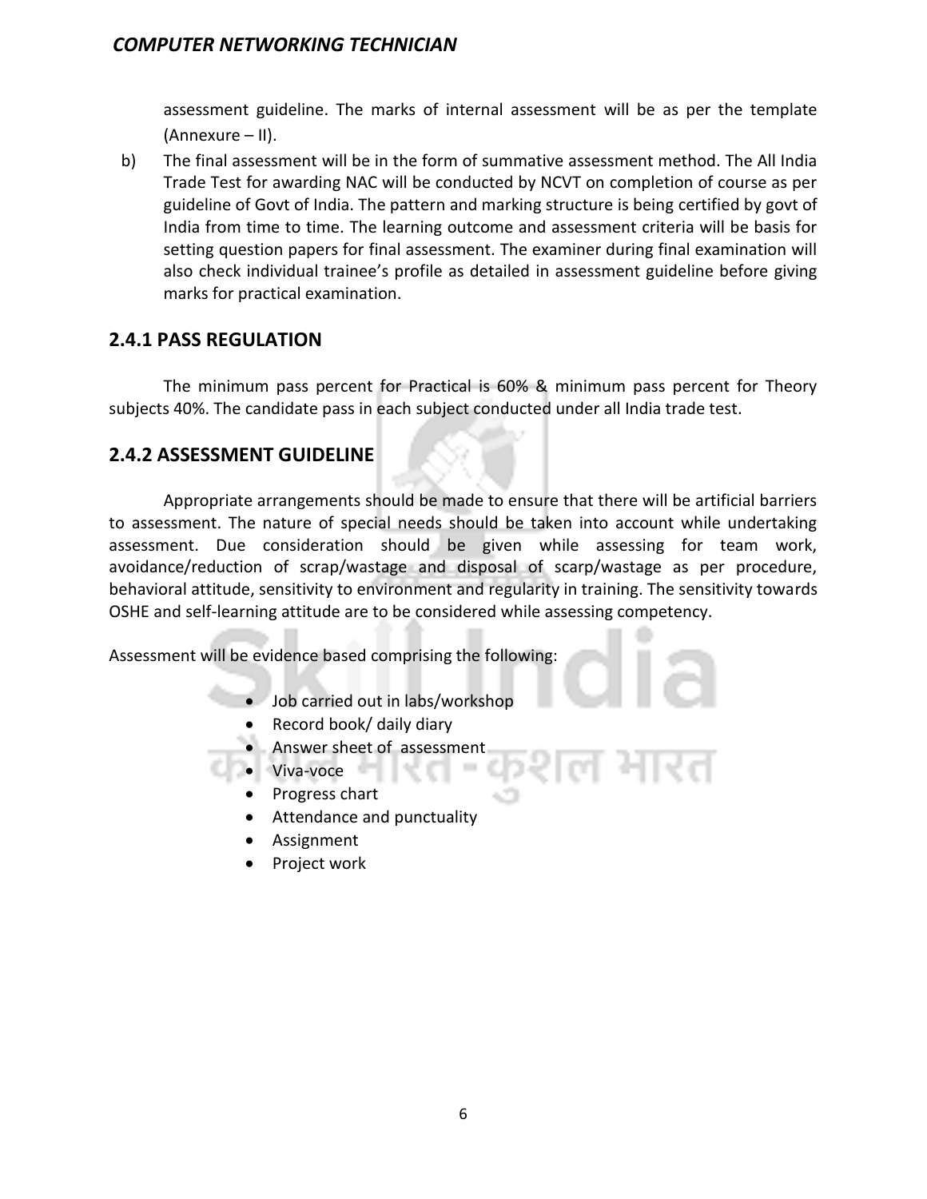assessment guideline. The marks of internal assessment will be as per the template (Annexure – II).

b) The final assessment will be in the form of summative assessment method. The All India Trade Test for awarding NAC will be conducted by NCVT on completion of course as per guideline of Govt of India. The pattern and marking structure is being certified by govt of India from time to time. The learning outcome and assessment criteria will be basis for setting question papers for final assessment. The examiner during final examination will also check individual trainee's profile as detailed in assessment guideline before giving marks for practical examination.

## 2.4.1 PASS REGULATION

The minimum pass percent for Practical is 60% & minimum pass percent for Theory subjects 40%. The candidate pass in each subject conducted under all India trade test.

## 2.4.2 ASSESSMENT GUIDELINE

Appropriate arrangements should be made to ensure that there will be artificial barriers to assessment. The nature of special needs should be taken into account while undertaking assessment. Due consideration should be given while assessing for team work, avoidance/reduction of scrap/wastage and disposal of scarp/wastage as per procedure, behavioral attitude, sensitivity to environment and regularity in training. The sensitivity towards OSHE and self-learning attitude are to be considered while assessing competency.

Assessment will be evidence based comprising the following:

- Job carried out in labs/workshop
- Record book/ daily diary
- Answer sheet of assessment
- Viva-voce
- Progress chart
- Attendance and punctuality
- Assignment
- Project work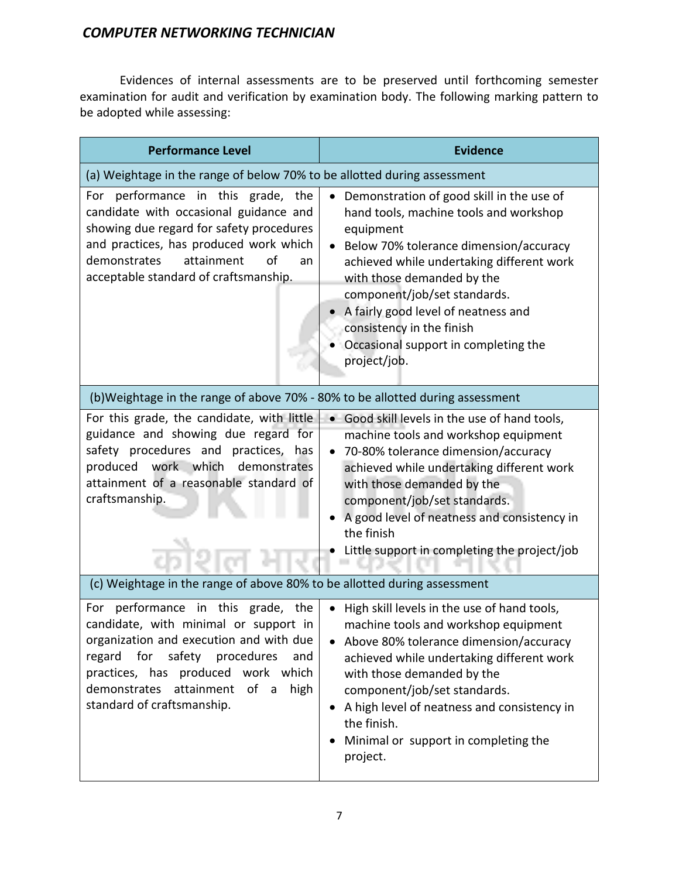Evidences of internal assessments are to be preserved until forthcoming semester examination for audit and verification by examination body. The following marking pattern to be adopted while assessing:

| Performance Level | Evidence |
|---|---|
| (a) Weightage in the range of below 70% to be allotted during assessment | |
| For performance in this grade, the candidate with occasional guidance and showing due regard for safety procedures and practices, has produced work which demonstrates attainment of an acceptable standard of craftsmanship. | • Demonstration of good skill in the use of hand tools, machine tools and workshop equipment<br>• Below 70% tolerance dimension/accuracy achieved while undertaking different work with those demanded by the component/job/set standards.<br>• A fairly good level of neatness and consistency in the finish<br>• Occasional support in completing the project/job. |
| (b)Weightage in the range of above 70% - 80% to be allotted during assessment | |
| For this grade, the candidate, with little guidance and showing due regard for safety procedures and practices, has produced work which demonstrates attainment of a reasonable standard of craftsmanship. | • Good skill levels in the use of hand tools, machine tools and workshop equipment<br>• 70-80% tolerance dimension/accuracy achieved while undertaking different work with those demanded by the component/job/set standards.<br>• A good level of neatness and consistency in the finish<br>• Little support in completing the project/job |
| (c) Weightage in the range of above 80% to be allotted during assessment | |
| For performance in this grade, the candidate, with minimal or support in organization and execution and with due regard for safety procedures and practices, has produced work which demonstrates attainment of a high standard of craftsmanship. | • High skill levels in the use of hand tools, machine tools and workshop equipment<br>• Above 80% tolerance dimension/accuracy achieved while undertaking different work with those demanded by the component/job/set standards.<br>• A high level of neatness and consistency in the finish.<br>• Minimal or support in completing the project. |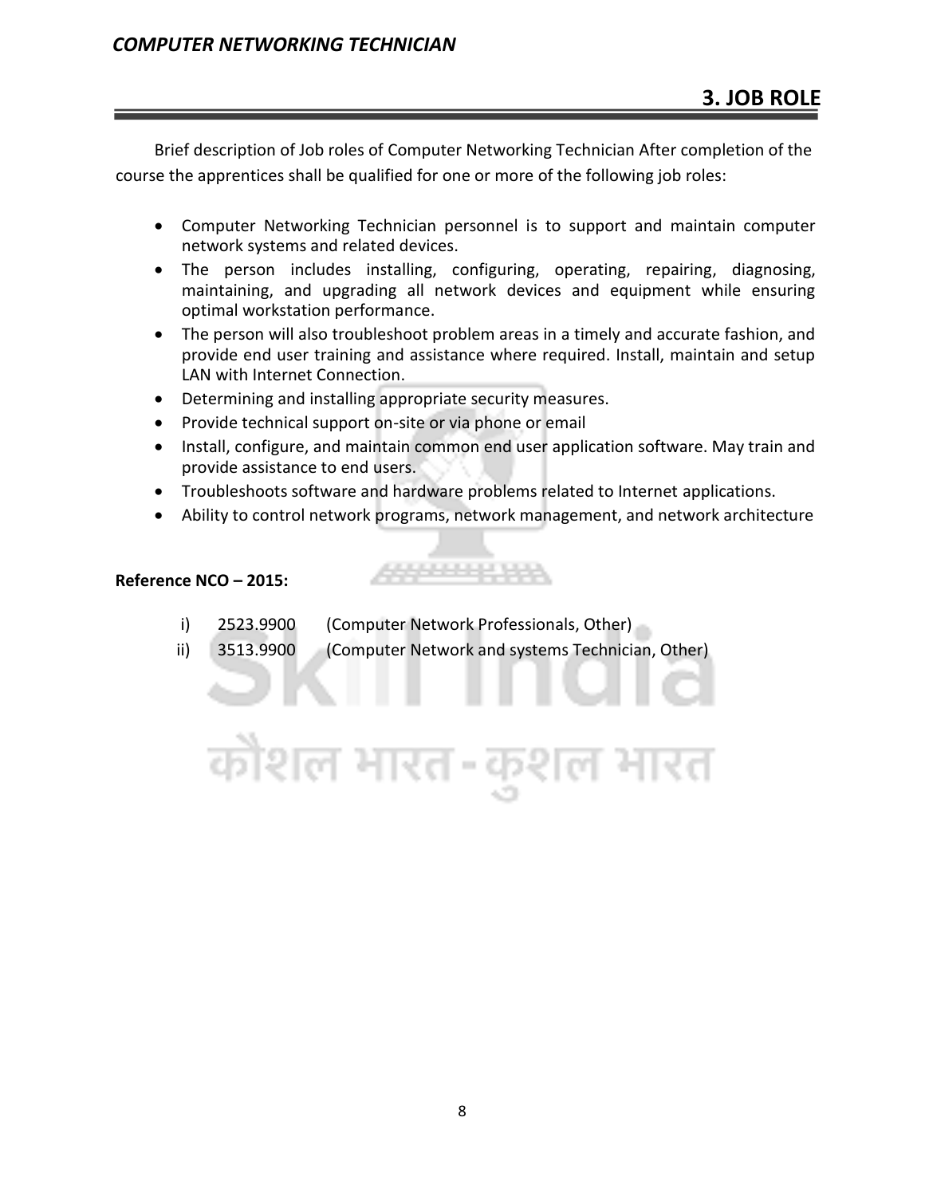## 3. JOB ROLE

Brief description of Job roles of Computer Networking Technician After completion of the course the apprentices shall be qualified for one or more of the following job roles:

- Computer Networking Technician personnel is to support and maintain computer network systems and related devices.
- The person includes installing, configuring, operating, repairing, diagnosing, maintaining, and upgrading all network devices and equipment while ensuring optimal workstation performance.
- The person will also troubleshoot problem areas in a timely and accurate fashion, and provide end user training and assistance where required. Install, maintain and setup LAN with Internet Connection.
- Determining and installing appropriate security measures.
- Provide technical support on-site or via phone or email
- Install, configure, and maintain common end user application software. May train and provide assistance to end users.
- Troubleshoots software and hardware problems related to Internet applications.
- Ability to control network programs, network management, and network architecture

**Reference NCO – 2015:**

i) 2523.9900 (Computer Network Professionals, Other)

ii) 3513.9900 (Computer Network and systems Technician, Other)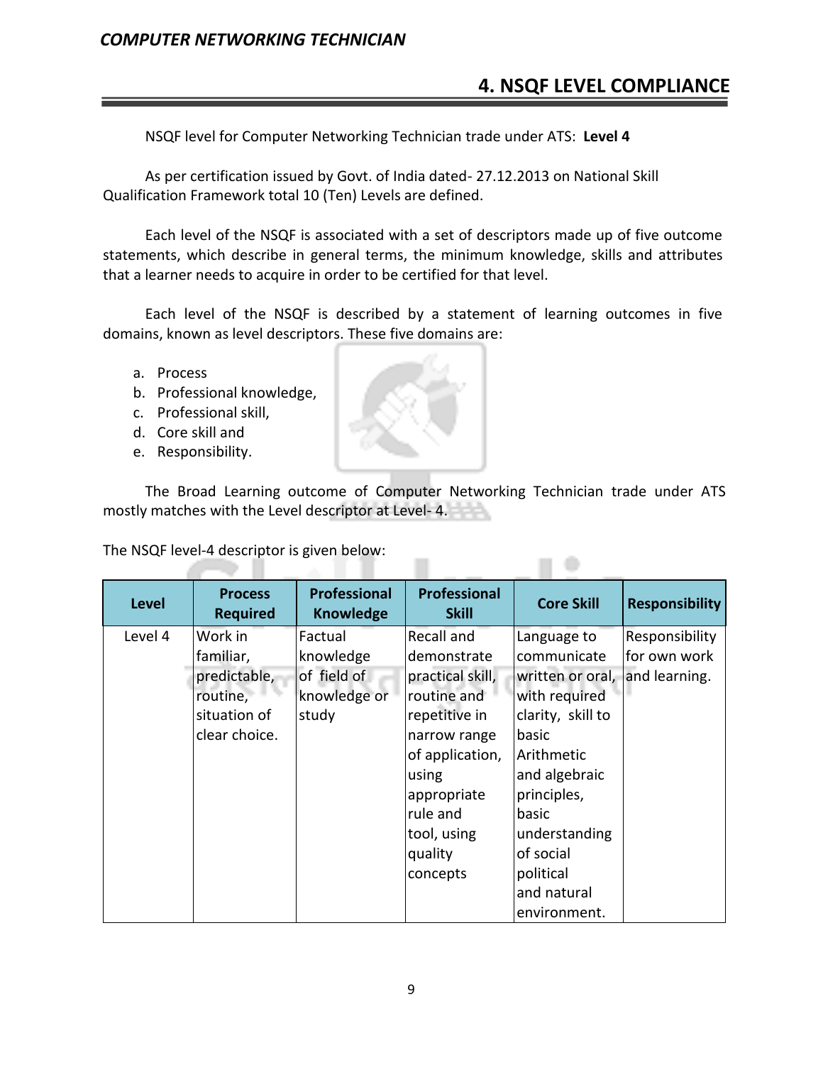## 4. NSQF LEVEL COMPLIANCE

NSQF level for Computer Networking Technician trade under ATS: **Level 4**

As per certification issued by Govt. of India dated- 27.12.2013 on National Skill Qualification Framework total 10 (Ten) Levels are defined.

Each level of the NSQF is associated with a set of descriptors made up of five outcome statements, which describe in general terms, the minimum knowledge, skills and attributes that a learner needs to acquire in order to be certified for that level.

Each level of the NSQF is described by a statement of learning outcomes in five domains, known as level descriptors. These five domains are:

a. Process
b. Professional knowledge,
c. Professional skill,
d. Core skill and
e. Responsibility.

The Broad Learning outcome of Computer Networking Technician trade under ATS mostly matches with the Level descriptor at Level- 4.

The NSQF level-4 descriptor is given below:

| Level | Process Required | Professional Knowledge | Professional Skill | Core Skill | Responsibility |
|---|---|---|---|---|---|
| Level 4 | Work in familiar, predictable, routine, situation of clear choice. | Factual knowledge of field of knowledge or study | Recall and demonstrate practical skill, routine and repetitive in narrow range of application, using appropriate rule and tool, using quality concepts | Language to communicate written or oral, with required clarity, skill to basic Arithmetic and algebraic principles, basic understanding of social political and natural environment. | Responsibility for own work and learning. |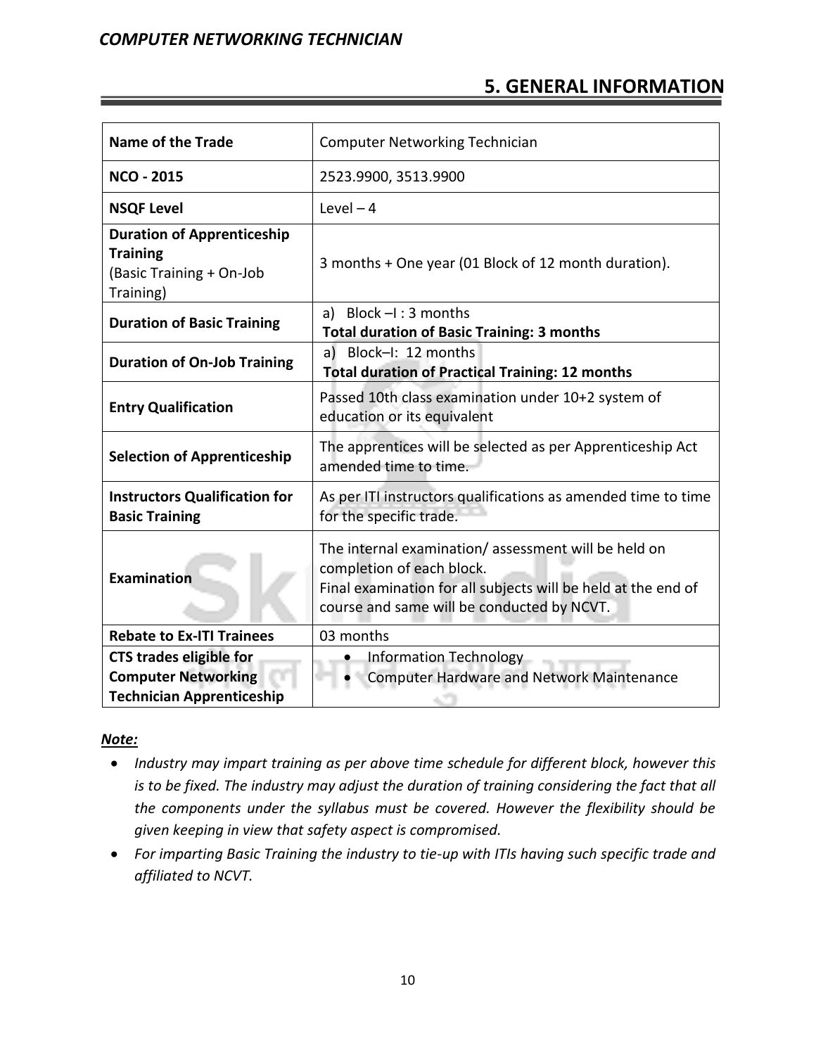## 5. GENERAL INFORMATION

| | |
|---|---|
| **Name of the Trade** | Computer Networking Technician |
| **NCO - 2015** | 2523.9900, 3513.9900 |
| **NSQF Level** | Level – 4 |
| **Duration of Apprenticeship Training** (Basic Training + On-Job Training) | 3 months + One year (01 Block of 12 month duration). |
| **Duration of Basic Training** | a) Block –I : 3 months<br>**Total duration of Basic Training: 3 months** |
| **Duration of On-Job Training** | a) Block–I: 12 months<br>**Total duration of Practical Training: 12 months** |
| **Entry Qualification** | Passed 10th class examination under 10+2 system of education or its equivalent |
| **Selection of Apprenticeship** | The apprentices will be selected as per Apprenticeship Act amended time to time. |
| **Instructors Qualification for Basic Training** | As per ITI instructors qualifications as amended time to time for the specific trade. |
| **Examination** | The internal examination/ assessment will be held on completion of each block.<br>Final examination for all subjects will be held at the end of course and same will be conducted by NCVT. |
| **Rebate to Ex-ITI Trainees** | 03 months |
| **CTS trades eligible for Computer Networking Technician Apprenticeship** | • Information Technology<br>• Computer Hardware and Network Maintenance |

***Note:***

- *Industry may impart training as per above time schedule for different block, however this is to be fixed. The industry may adjust the duration of training considering the fact that all the components under the syllabus must be covered. However the flexibility should be given keeping in view that safety aspect is compromised.*
- *For imparting Basic Training the industry to tie-up with ITIs having such specific trade and affiliated to NCVT.*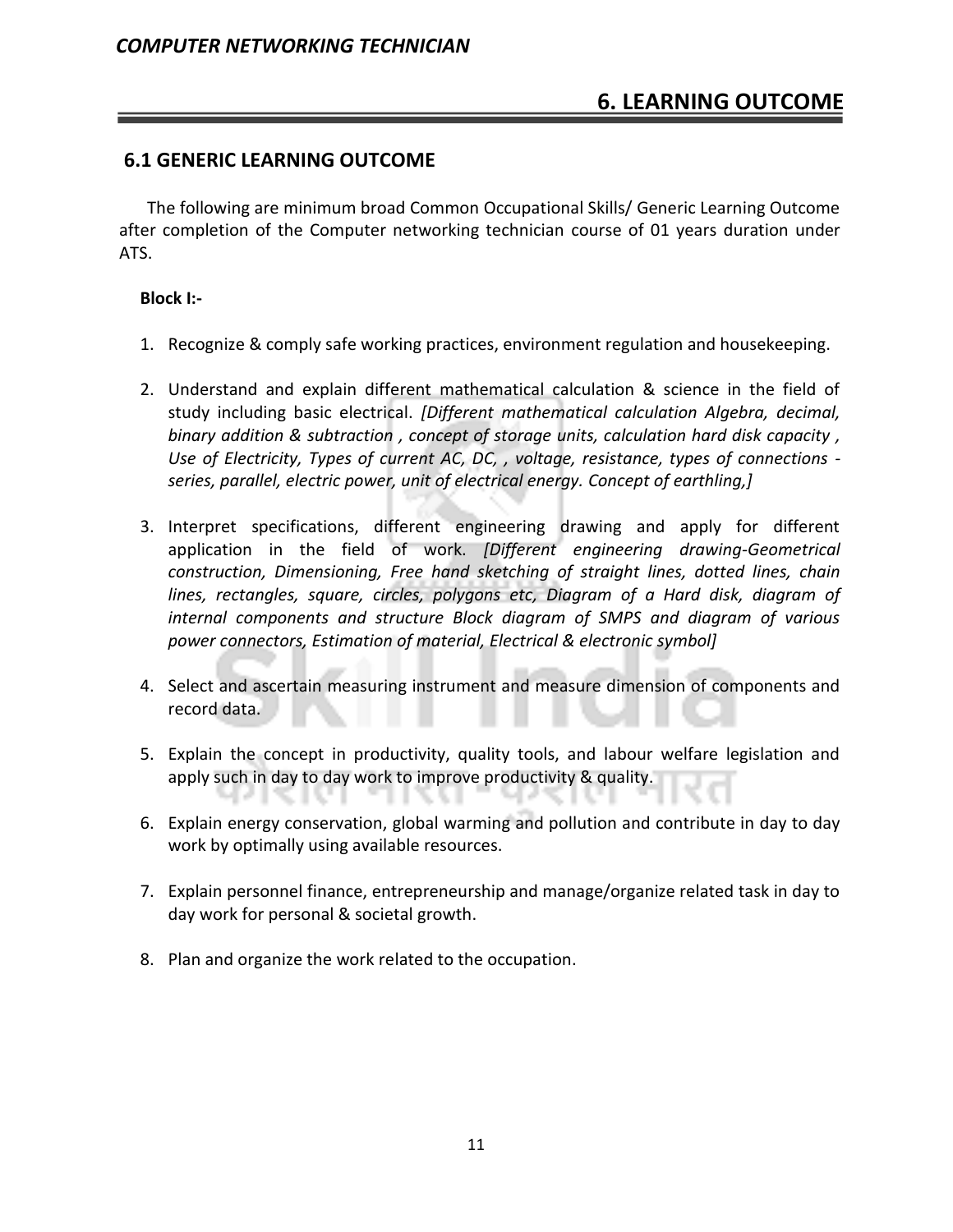# 6. LEARNING OUTCOME

## 6.1 GENERIC LEARNING OUTCOME

The following are minimum broad Common Occupational Skills/ Generic Learning Outcome after completion of the Computer networking technician course of 01 years duration under ATS.

**Block I:-**

1. Recognize & comply safe working practices, environment regulation and housekeeping.
2. Understand and explain different mathematical calculation & science in the field of study including basic electrical. *[Different mathematical calculation Algebra, decimal, binary addition & subtraction , concept of storage units, calculation hard disk capacity , Use of Electricity, Types of current AC, DC, , voltage, resistance, types of connections - series, parallel, electric power, unit of electrical energy. Concept of earthling,]*
3. Interpret specifications, different engineering drawing and apply for different application in the field of work. *[Different engineering drawing-Geometrical construction, Dimensioning, Free hand sketching of straight lines, dotted lines, chain lines, rectangles, square, circles, polygons etc, Diagram of a Hard disk, diagram of internal components and structure Block diagram of SMPS and diagram of various power connectors, Estimation of material, Electrical & electronic symbol]*
4. Select and ascertain measuring instrument and measure dimension of components and record data.
5. Explain the concept in productivity, quality tools, and labour welfare legislation and apply such in day to day work to improve productivity & quality.
6. Explain energy conservation, global warming and pollution and contribute in day to day work by optimally using available resources.
7. Explain personnel finance, entrepreneurship and manage/organize related task in day to day work for personal & societal growth.
8. Plan and organize the work related to the occupation.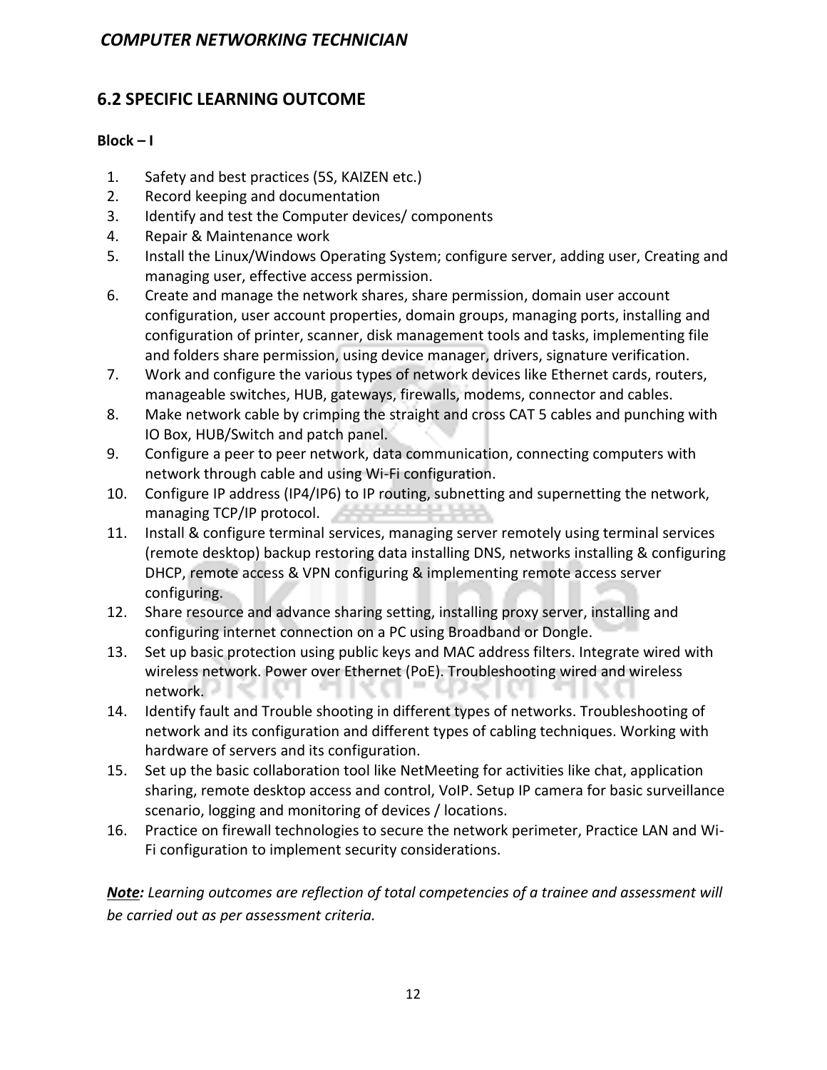## 6.2 SPECIFIC LEARNING OUTCOME

**Block – I**

1. Safety and best practices (5S, KAIZEN etc.)
2. Record keeping and documentation
3. Identify and test the Computer devices/ components
4. Repair & Maintenance work
5. Install the Linux/Windows Operating System; configure server, adding user, Creating and managing user, effective access permission.
6. Create and manage the network shares, share permission, domain user account configuration, user account properties, domain groups, managing ports, installing and configuration of printer, scanner, disk management tools and tasks, implementing file and folders share permission, using device manager, drivers, signature verification.
7. Work and configure the various types of network devices like Ethernet cards, routers, manageable switches, HUB, gateways, firewalls, modems, connector and cables.
8. Make network cable by crimping the straight and cross CAT 5 cables and punching with IO Box, HUB/Switch and patch panel.
9. Configure a peer to peer network, data communication, connecting computers with network through cable and using Wi-Fi configuration.
10. Configure IP address (IP4/IP6) to IP routing, subnetting and supernetting the network, managing TCP/IP protocol.
11. Install & configure terminal services, managing server remotely using terminal services (remote desktop) backup restoring data installing DNS, networks installing & configuring DHCP, remote access & VPN configuring & implementing remote access server configuring.
12. Share resource and advance sharing setting, installing proxy server, installing and configuring internet connection on a PC using Broadband or Dongle.
13. Set up basic protection using public keys and MAC address filters. Integrate wired with wireless network. Power over Ethernet (PoE). Troubleshooting wired and wireless network.
14. Identify fault and Trouble shooting in different types of networks. Troubleshooting of network and its configuration and different types of cabling techniques. Working with hardware of servers and its configuration.
15. Set up the basic collaboration tool like NetMeeting for activities like chat, application sharing, remote desktop access and control, VoIP. Setup IP camera for basic surveillance scenario, logging and monitoring of devices / locations.
16. Practice on firewall technologies to secure the network perimeter, Practice LAN and Wi-Fi configuration to implement security considerations.

***Note:*** *Learning outcomes are reflection of total competencies of a trainee and assessment will be carried out as per assessment criteria.*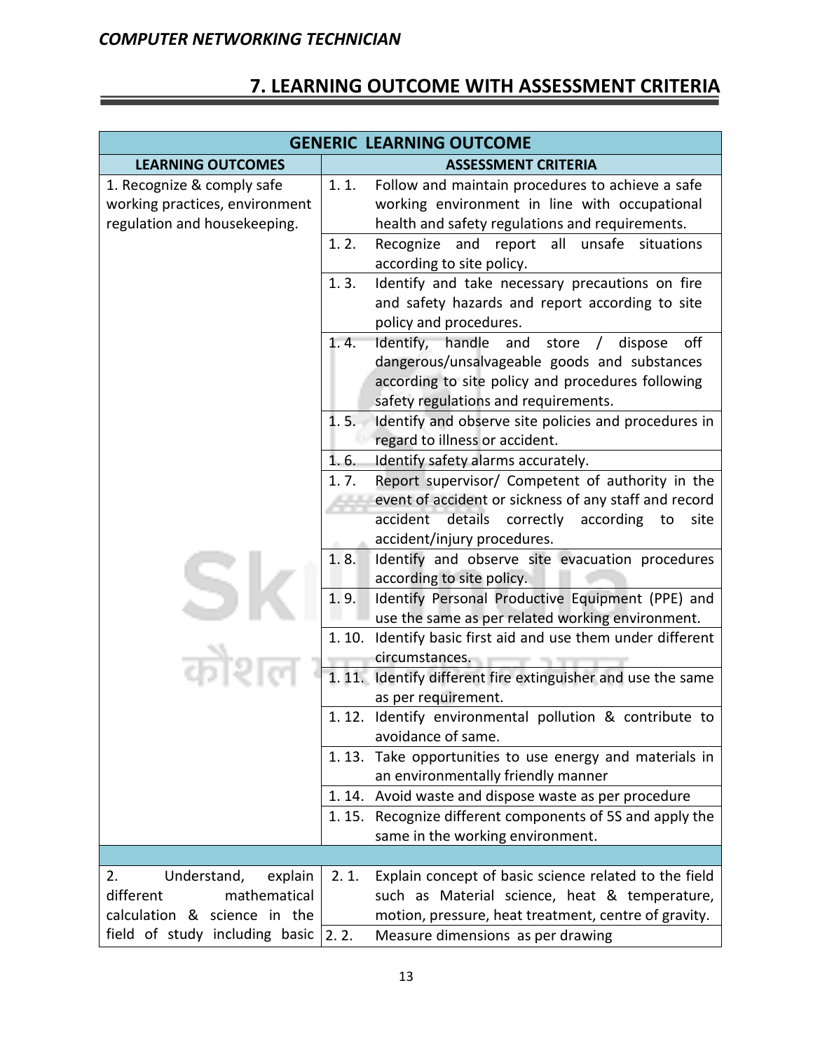## 7. LEARNING OUTCOME WITH ASSESSMENT CRITERIA

| GENERIC LEARNING OUTCOME | | |
|---|---|---|
| **LEARNING OUTCOMES** | **ASSESSMENT CRITERIA** | |
| 1. Recognize & comply safe working practices, environment regulation and housekeeping. | 1. 1. | Follow and maintain procedures to achieve a safe working environment in line with occupational health and safety regulations and requirements. |
| | 1. 2. | Recognize and report all unsafe situations according to site policy. |
| | 1. 3. | Identify and take necessary precautions on fire and safety hazards and report according to site policy and procedures. |
| | 1. 4. | Identify, handle and store / dispose off dangerous/unsalvageable goods and substances according to site policy and procedures following safety regulations and requirements. |
| | 1. 5. | Identify and observe site policies and procedures in regard to illness or accident. |
| | 1. 6. | Identify safety alarms accurately. |
| | 1. 7. | Report supervisor/ Competent of authority in the event of accident or sickness of any staff and record accident details correctly according to site accident/injury procedures. |
| | 1. 8. | Identify and observe site evacuation procedures according to site policy. |
| | 1. 9. | Identify Personal Productive Equipment (PPE) and use the same as per related working environment. |
| | 1. 10. | Identify basic first aid and use them under different circumstances. |
| | 1. 11. | Identify different fire extinguisher and use the same as per requirement. |
| | 1. 12. | Identify environmental pollution & contribute to avoidance of same. |
| | 1. 13. | Take opportunities to use energy and materials in an environmentally friendly manner |
| | 1. 14. | Avoid waste and dispose waste as per procedure |
| | 1. 15. | Recognize different components of 5S and apply the same in the working environment. |
| | | |
| 2. Understand, explain different mathematical calculation & science in the field of study including basic | 2. 1. | Explain concept of basic science related to the field such as Material science, heat & temperature, motion, pressure, heat treatment, centre of gravity. |
| | 2. 2. | Measure dimensions as per drawing |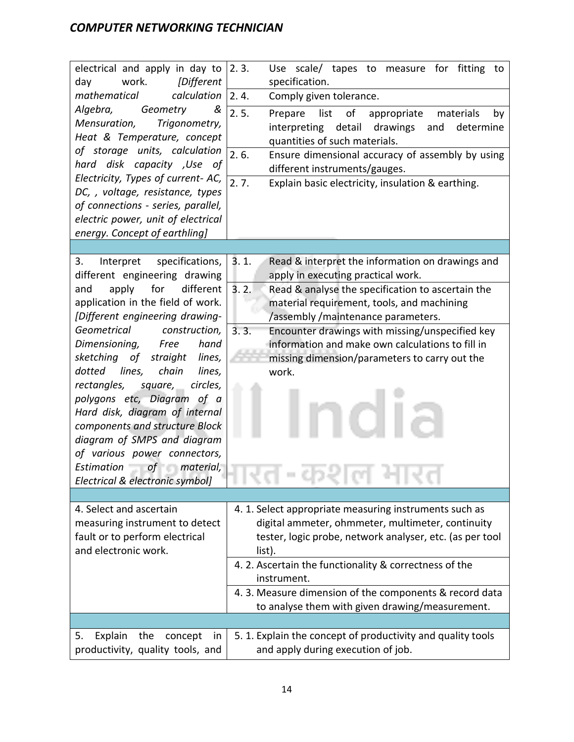| | |
|---|---|
| electrical and apply in day to day work. *[Different mathematical calculation Algebra, Geometry & Mensuration, Trigonometry, Heat & Temperature, concept of storage units, calculation hard disk capacity ,Use of Electricity, Types of current- AC, DC, , voltage, resistance, types of connections - series, parallel, electric power, unit of electrical energy. Concept of earthling]* | 2. 3. Use scale/ tapes to measure for fitting to specification. |
| | 2. 4. Comply given tolerance. |
| | 2. 5. Prepare list of appropriate materials by interpreting detail drawings and determine quantities of such materials. |
| | 2. 6. Ensure dimensional accuracy of assembly by using different instruments/gauges. |
| | 2. 7. Explain basic electricity, insulation & earthing. |
| | |
| 3. Interpret specifications, different engineering drawing and apply for different application in the field of work. *[Different engineering drawing-Geometrical construction, Dimensioning, Free hand sketching of straight lines, dotted lines, chain lines, rectangles, square, circles, polygons etc, Diagram of a Hard disk, diagram of internal components and structure Block diagram of SMPS and diagram of various power connectors, Estimation of material, Electrical & electronic symbol]* | 3. 1. Read & interpret the information on drawings and apply in executing practical work. |
| | 3. 2. Read & analyse the specification to ascertain the material requirement, tools, and machining /assembly /maintenance parameters. |
| | 3. 3. Encounter drawings with missing/unspecified key information and make own calculations to fill in missing dimension/parameters to carry out the work. |
| | |
| 4. Select and ascertain measuring instrument to detect fault or to perform electrical and electronic work. | 4. 1. Select appropriate measuring instruments such as digital ammeter, ohmmeter, multimeter, continuity tester, logic probe, network analyser, etc. (as per tool list). |
| | 4. 2. Ascertain the functionality & correctness of the instrument. |
| | 4. 3. Measure dimension of the components & record data to analyse them with given drawing/measurement. |
| | |
| 5. Explain the concept in productivity, quality tools, and | 5. 1. Explain the concept of productivity and quality tools and apply during execution of job. |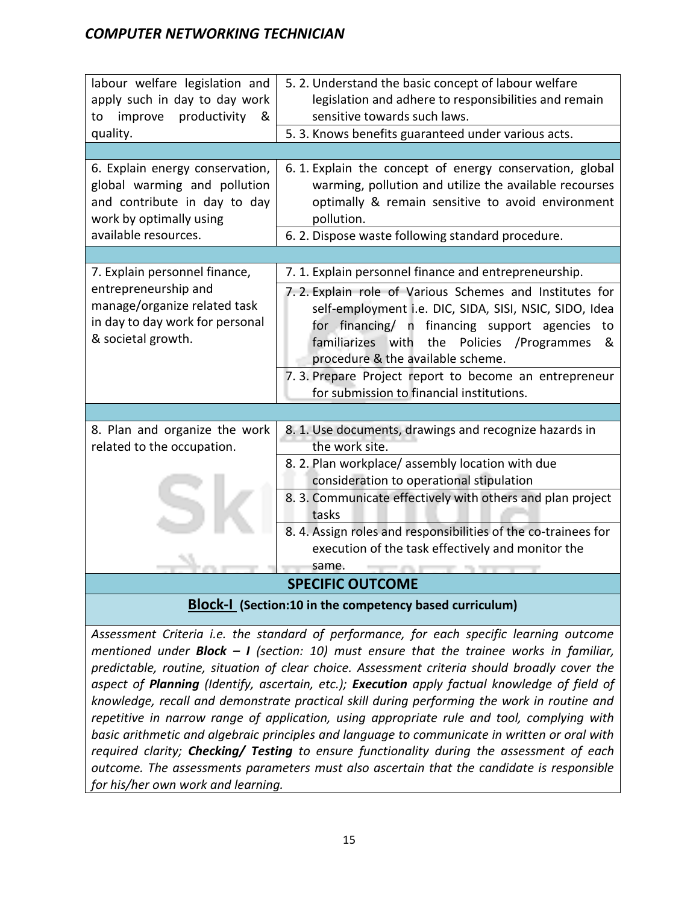| | |
|---|---|
| labour welfare legislation and apply such in day to day work to improve productivity & quality. | 5. 2. Understand the basic concept of labour welfare legislation and adhere to responsibilities and remain sensitive towards such laws. |
| | 5. 3. Knows benefits guaranteed under various acts. |
| | |
| 6. Explain energy conservation, global warming and pollution and contribute in day to day work by optimally using available resources. | 6. 1. Explain the concept of energy conservation, global warming, pollution and utilize the available recourses optimally & remain sensitive to avoid environment pollution. |
| | 6. 2. Dispose waste following standard procedure. |
| | |
| 7. Explain personnel finance, entrepreneurship and manage/organize related task in day to day work for personal & societal growth. | 7. 1. Explain personnel finance and entrepreneurship. |
| | 7. 2. Explain role of Various Schemes and Institutes for self-employment i.e. DIC, SIDA, SISI, NSIC, SIDO, Idea for financing/ n financing support agencies to familiarizes with the Policies /Programmes & procedure & the available scheme. |
| | 7. 3. Prepare Project report to become an entrepreneur for submission to financial institutions. |
| | |
| 8. Plan and organize the work related to the occupation. | 8. 1. Use documents, drawings and recognize hazards in the work site. |
| | 8. 2. Plan workplace/ assembly location with due consideration to operational stipulation |
| | 8. 3. Communicate effectively with others and plan project tasks |
| | 8. 4. Assign roles and responsibilities of the co-trainees for execution of the task effectively and monitor the same. |

## SPECIFIC OUTCOME

**Block-I (Section:10 in the competency based curriculum)**

*Assessment Criteria i.e. the standard of performance, for each specific learning outcome mentioned under **Block – I** (section: 10) must ensure that the trainee works in familiar, predictable, routine, situation of clear choice. Assessment criteria should broadly cover the aspect of **Planning** (Identify, ascertain, etc.); **Execution** apply factual knowledge of field of knowledge, recall and demonstrate practical skill during performing the work in routine and repetitive in narrow range of application, using appropriate rule and tool, complying with basic arithmetic and algebraic principles and language to communicate in written or oral with required clarity; **Checking/ Testing** to ensure functionality during the assessment of each outcome. The assessments parameters must also ascertain that the candidate is responsible for his/her own work and learning.*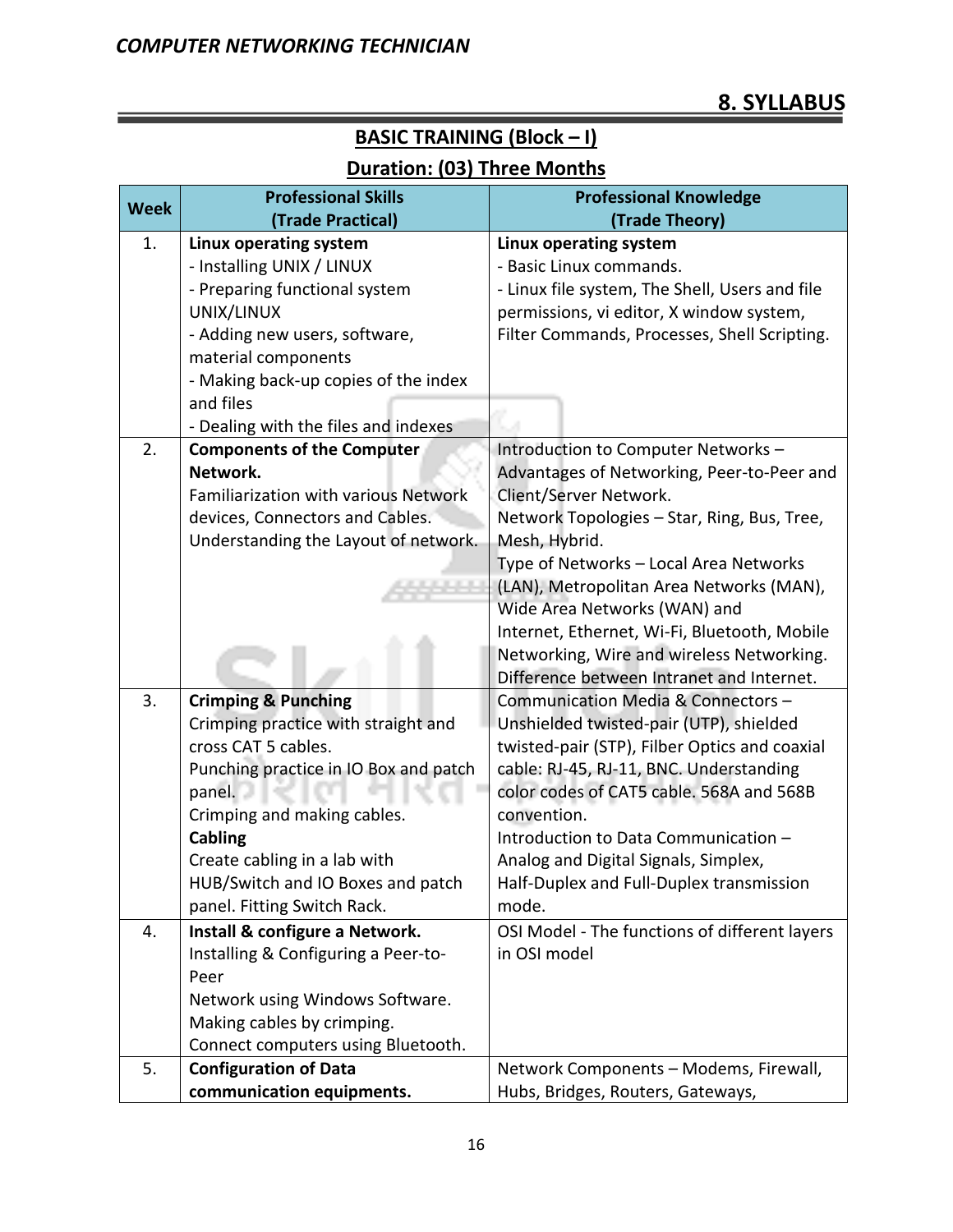## 8. SYLLABUS

### BASIC TRAINING (Block – I)

### Duration: (03) Three Months

| Week | Professional Skills (Trade Practical) | Professional Knowledge (Trade Theory) |
|---|---|---|
| 1. | **Linux operating system**<br>- Installing UNIX / LINUX<br>- Preparing functional system UNIX/LINUX<br>- Adding new users, software, material components<br>- Making back-up copies of the index and files<br>- Dealing with the files and indexes | **Linux operating system**<br>- Basic Linux commands.<br>- Linux file system, The Shell, Users and file permissions, vi editor, X window system, Filter Commands, Processes, Shell Scripting. |
| 2. | **Components of the Computer Network.**<br>Familiarization with various Network devices, Connectors and Cables.<br>Understanding the Layout of network. | Introduction to Computer Networks – Advantages of Networking, Peer-to-Peer and Client/Server Network.<br>Network Topologies – Star, Ring, Bus, Tree, Mesh, Hybrid.<br>Type of Networks – Local Area Networks (LAN), Metropolitan Area Networks (MAN), Wide Area Networks (WAN) and Internet, Ethernet, Wi-Fi, Bluetooth, Mobile Networking, Wire and wireless Networking.<br>Difference between Intranet and Internet. |
| 3. | **Crimping & Punching**<br>Crimping practice with straight and cross CAT 5 cables.<br>Punching practice in IO Box and patch panel.<br>Crimping and making cables.<br>**Cabling**<br>Create cabling in a lab with HUB/Switch and IO Boxes and patch panel. Fitting Switch Rack. | Communication Media & Connectors – Unshielded twisted-pair (UTP), shielded twisted-pair (STP), Filber Optics and coaxial cable: RJ-45, RJ-11, BNC. Understanding color codes of CAT5 cable. 568A and 568B convention.<br>Introduction to Data Communication – Analog and Digital Signals, Simplex, Half-Duplex and Full-Duplex transmission mode. |
| 4. | **Install & configure a Network.**<br>Installing & Configuring a Peer-to-Peer<br>Network using Windows Software.<br>Making cables by crimping.<br>Connect computers using Bluetooth. | OSI Model - The functions of different layers in OSI model |
| 5. | **Configuration of Data communication equipments.** | Network Components – Modems, Firewall, Hubs, Bridges, Routers, Gateways, |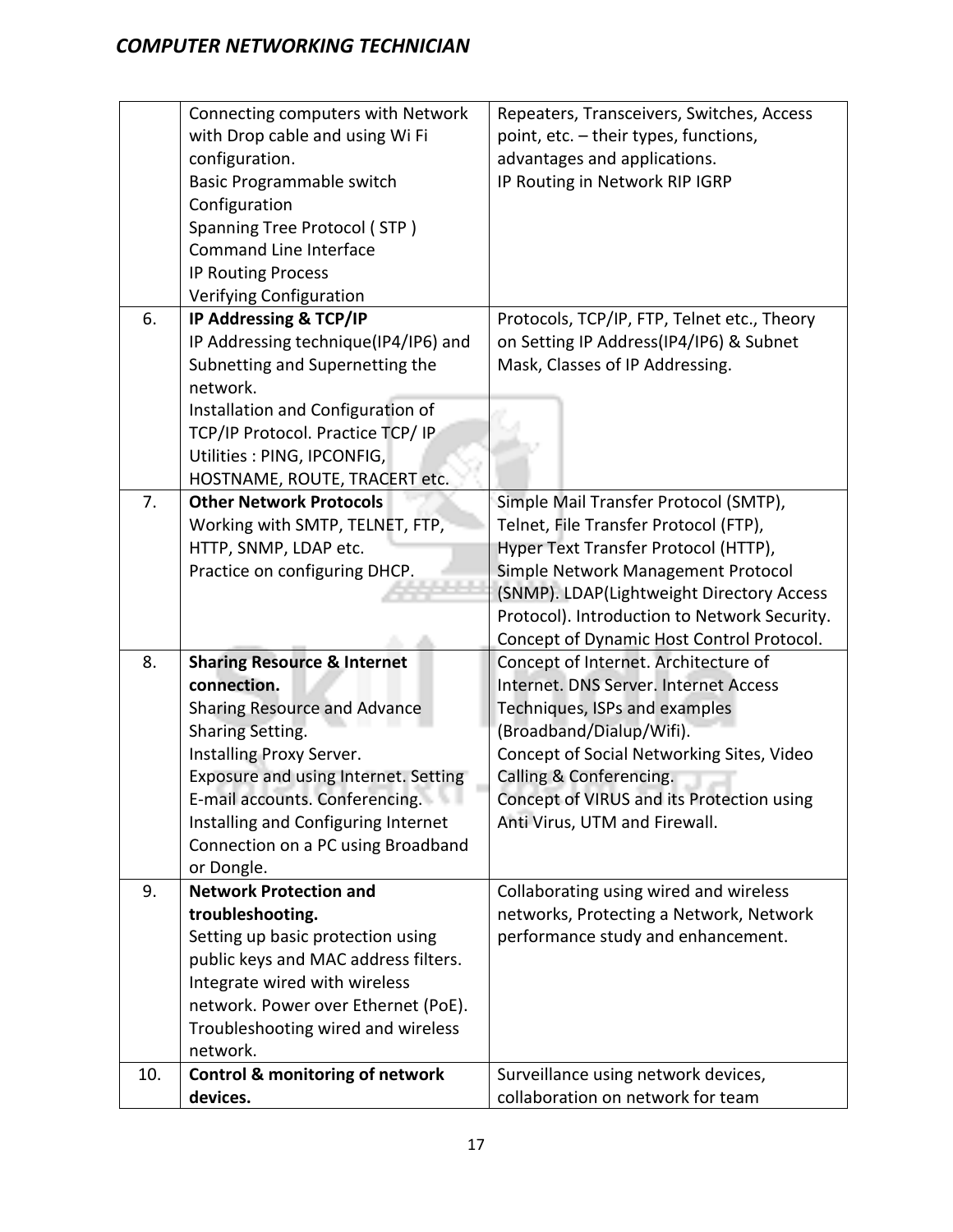|  |  |  |
|---|---|---|
|  | Connecting computers with Network with Drop cable and using Wi Fi configuration.<br>Basic Programmable switch Configuration<br>Spanning Tree Protocol ( STP )<br>Command Line Interface<br>IP Routing Process<br>Verifying Configuration | Repeaters, Transceivers, Switches, Access point, etc. – their types, functions, advantages and applications.<br>IP Routing in Network RIP IGRP |
| 6. | **IP Addressing & TCP/IP**<br>IP Addressing technique(IP4/IP6) and Subnetting and Supernetting the network.<br>Installation and Configuration of TCP/IP Protocol. Practice TCP/ IP Utilities : PING, IPCONFIG, HOSTNAME, ROUTE, TRACERT etc. | Protocols, TCP/IP, FTP, Telnet etc., Theory on Setting IP Address(IP4/IP6) & Subnet Mask, Classes of IP Addressing. |
| 7. | **Other Network Protocols**<br>Working with SMTP, TELNET, FTP, HTTP, SNMP, LDAP etc.<br>Practice on configuring DHCP. | Simple Mail Transfer Protocol (SMTP), Telnet, File Transfer Protocol (FTP), Hyper Text Transfer Protocol (HTTP), Simple Network Management Protocol (SNMP). LDAP(Lightweight Directory Access Protocol). Introduction to Network Security. Concept of Dynamic Host Control Protocol. |
| 8. | **Sharing Resource & Internet connection.**<br>Sharing Resource and Advance Sharing Setting.<br>Installing Proxy Server.<br>Exposure and using Internet. Setting E-mail accounts. Conferencing.<br>Installing and Configuring Internet Connection on a PC using Broadband or Dongle. | Concept of Internet. Architecture of Internet. DNS Server. Internet Access Techniques, ISPs and examples (Broadband/Dialup/Wifi).<br>Concept of Social Networking Sites, Video Calling & Conferencing.<br>Concept of VIRUS and its Protection using Anti Virus, UTM and Firewall. |
| 9. | **Network Protection and troubleshooting.**<br>Setting up basic protection using public keys and MAC address filters. Integrate wired with wireless network. Power over Ethernet (PoE). Troubleshooting wired and wireless network. | Collaborating using wired and wireless networks, Protecting a Network, Network performance study and enhancement. |
| 10. | **Control & monitoring of network devices.** | Surveillance using network devices, collaboration on network for team |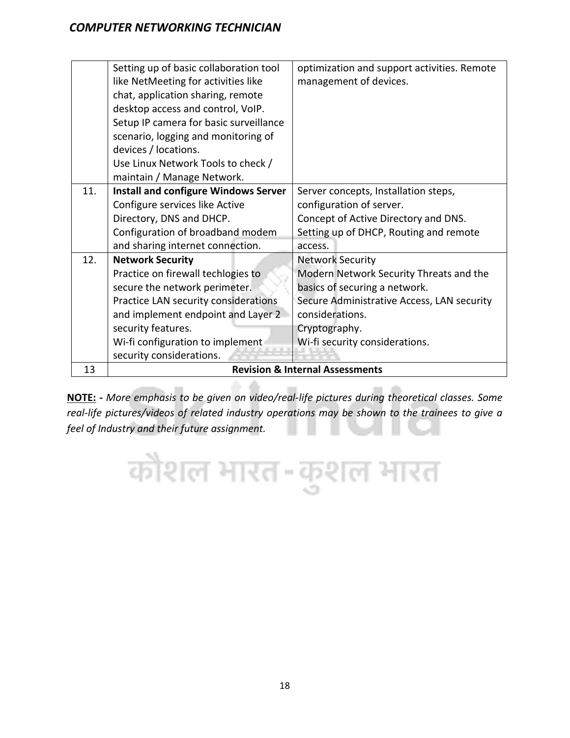| | | |
|---|---|---|
| | Setting up of basic collaboration tool like NetMeeting for activities like chat, application sharing, remote desktop access and control, VoIP.<br>Setup IP camera for basic surveillance scenario, logging and monitoring of devices / locations.<br>Use Linux Network Tools to check / maintain / Manage Network. | optimization and support activities. Remote management of devices. |
| 11. | **Install and configure Windows Server**<br>Configure services like Active Directory, DNS and DHCP.<br>Configuration of broadband modem and sharing internet connection. | Server concepts, Installation steps, configuration of server.<br>Concept of Active Directory and DNS.<br>Setting up of DHCP, Routing and remote access. |
| 12. | **Network Security**<br>Practice on firewall techlogies to secure the network perimeter.<br>Practice LAN security considerations and implement endpoint and Layer 2 security features.<br>Wi-fi configuration to implement security considerations. | Network Security<br>Modern Network Security Threats and the basics of securing a network.<br>Secure Administrative Access, LAN security considerations.<br>Cryptography.<br>Wi-fi security considerations. |
| 13 | **Revision & Internal Assessments** | |

**NOTE: -** *More emphasis to be given on video/real-life pictures during theoretical classes. Some real-life pictures/videos of related industry operations may be shown to the trainees to give a feel of Industry and their future assignment.*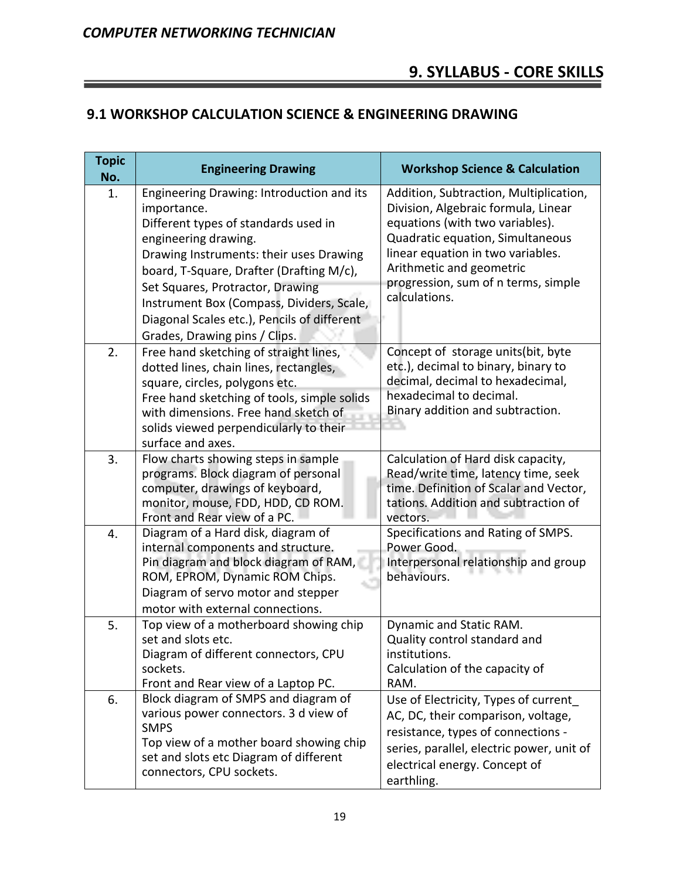## 9. SYLLABUS - CORE SKILLS

### 9.1 WORKSHOP CALCULATION SCIENCE & ENGINEERING DRAWING

| Topic No. | Engineering Drawing | Workshop Science & Calculation |
|---|---|---|
| 1. | Engineering Drawing: Introduction and its importance.<br>Different types of standards used in engineering drawing.<br>Drawing Instruments: their uses Drawing board, T-Square, Drafter (Drafting M/c), Set Squares, Protractor, Drawing Instrument Box (Compass, Dividers, Scale, Diagonal Scales etc.), Pencils of different Grades, Drawing pins / Clips. | Addition, Subtraction, Multiplication, Division, Algebraic formula, Linear equations (with two variables).<br>Quadratic equation, Simultaneous linear equation in two variables.<br>Arithmetic and geometric progression, sum of n terms, simple calculations. |
| 2. | Free hand sketching of straight lines, dotted lines, chain lines, rectangles, square, circles, polygons etc.<br>Free hand sketching of tools, simple solids with dimensions. Free hand sketch of solids viewed perpendicularly to their surface and axes. | Concept of storage units(bit, byte etc.), decimal to binary, binary to decimal, decimal to hexadecimal, hexadecimal to decimal.<br>Binary addition and subtraction. |
| 3. | Flow charts showing steps in sample programs. Block diagram of personal computer, drawings of keyboard, monitor, mouse, FDD, HDD, CD ROM. Front and Rear view of a PC. | Calculation of Hard disk capacity, Read/write time, latency time, seek time. Definition of Scalar and Vector, tations. Addition and subtraction of vectors. |
| 4. | Diagram of a Hard disk, diagram of internal components and structure.<br>Pin diagram and block diagram of RAM, ROM, EPROM, Dynamic ROM Chips.<br>Diagram of servo motor and stepper motor with external connections. | Specifications and Rating of SMPS. Power Good.<br>Interpersonal relationship and group behaviours. |
| 5. | Top view of a motherboard showing chip set and slots etc.<br>Diagram of different connectors, CPU sockets.<br>Front and Rear view of a Laptop PC. | Dynamic and Static RAM.<br>Quality control standard and institutions.<br>Calculation of the capacity of RAM. |
| 6. | Block diagram of SMPS and diagram of various power connectors. 3 d view of SMPS<br>Top view of a mother board showing chip set and slots etc Diagram of different connectors, CPU sockets. | Use of Electricity, Types of current_ AC, DC, their comparison, voltage, resistance, types of connections - series, parallel, electric power, unit of electrical energy. Concept of earthling. |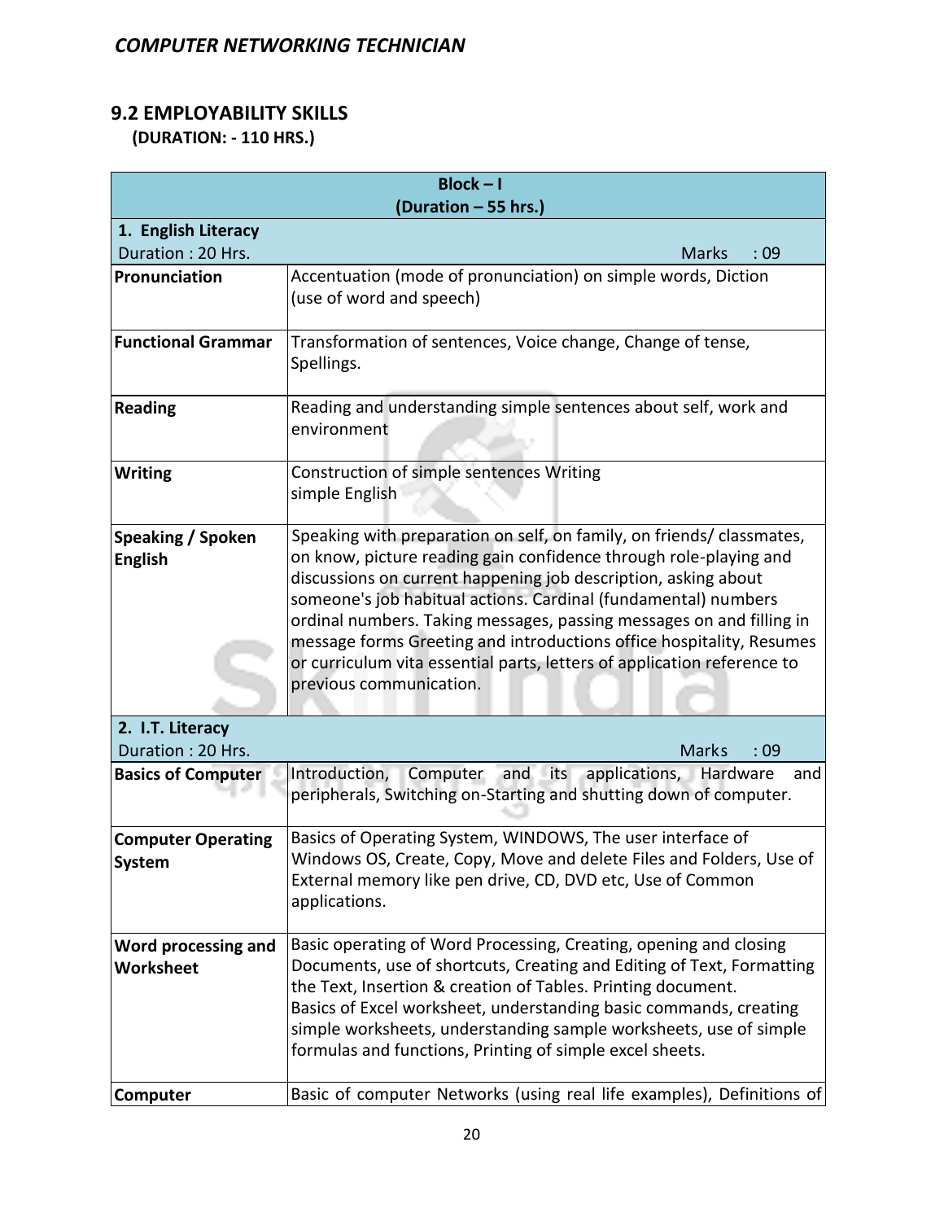## 9.2 EMPLOYABILITY SKILLS

**(DURATION: - 110 HRS.)**

| **Block – I (Duration – 55 hrs.)** | |
|---|---|
| **1. English Literacy** Duration : 20 Hrs. | Marks : 09 |
| **Pronunciation** | Accentuation (mode of pronunciation) on simple words, Diction (use of word and speech) |
| **Functional Grammar** | Transformation of sentences, Voice change, Change of tense, Spellings. |
| **Reading** | Reading and understanding simple sentences about self, work and environment |
| **Writing** | Construction of simple sentences Writing simple English |
| **Speaking / Spoken English** | Speaking with preparation on self, on family, on friends/ classmates, on know, picture reading gain confidence through role-playing and discussions on current happening job description, asking about someone's job habitual actions. Cardinal (fundamental) numbers ordinal numbers. Taking messages, passing messages on and filling in message forms Greeting and introductions office hospitality, Resumes or curriculum vita essential parts, letters of application reference to previous communication. |
| **2. I.T. Literacy** Duration : 20 Hrs. | Marks : 09 |
| **Basics of Computer** | Introduction, Computer and its applications, Hardware and peripherals, Switching on-Starting and shutting down of computer. |
| **Computer Operating System** | Basics of Operating System, WINDOWS, The user interface of Windows OS, Create, Copy, Move and delete Files and Folders, Use of External memory like pen drive, CD, DVD etc, Use of Common applications. |
| **Word processing and Worksheet** | Basic operating of Word Processing, Creating, opening and closing Documents, use of shortcuts, Creating and Editing of Text, Formatting the Text, Insertion & creation of Tables. Printing document. Basics of Excel worksheet, understanding basic commands, creating simple worksheets, understanding sample worksheets, use of simple formulas and functions, Printing of simple excel sheets. |
| **Computer** | Basic of computer Networks (using real life examples), Definitions of |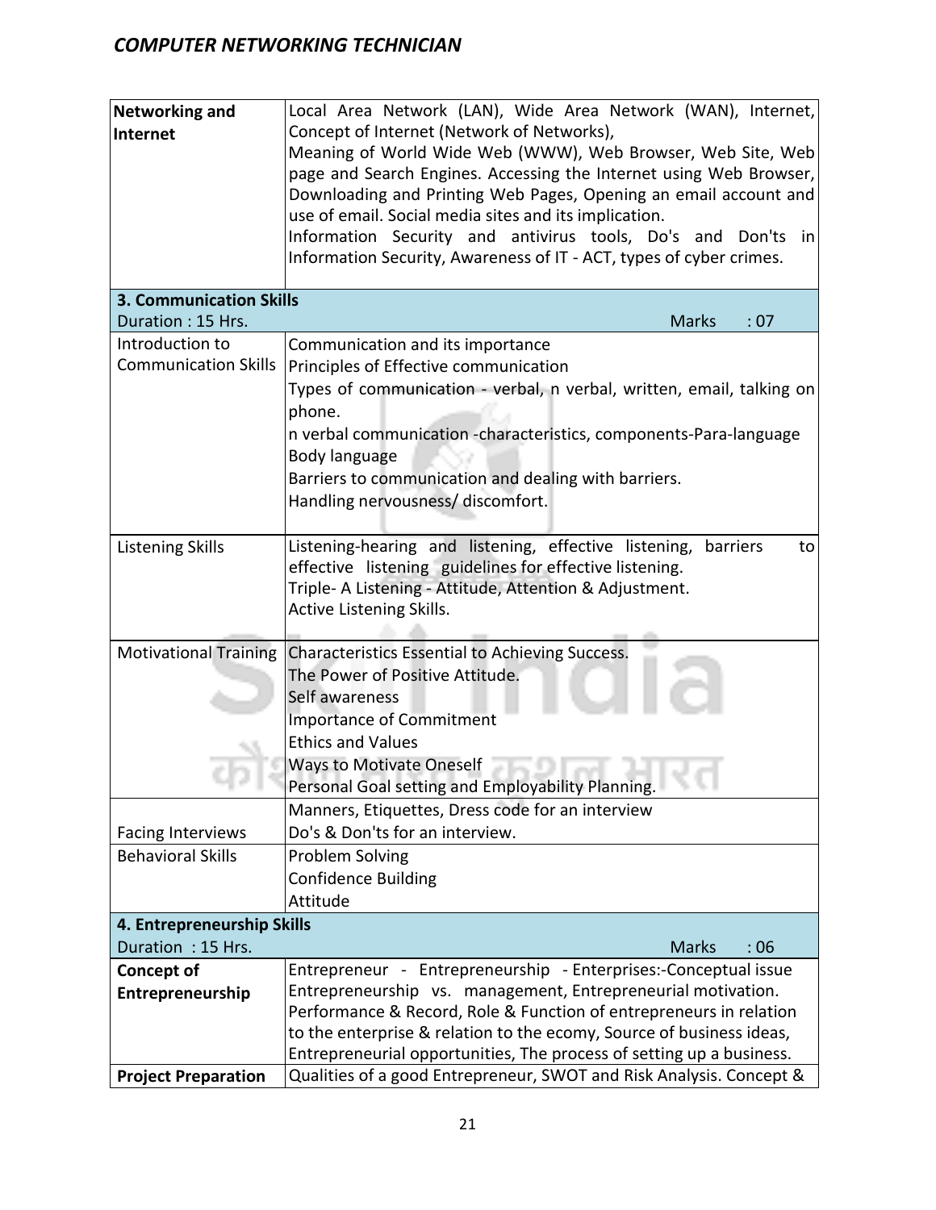| Networking and Internet | Local Area Network (LAN), Wide Area Network (WAN), Internet, Concept of Internet (Network of Networks),<br>Meaning of World Wide Web (WWW), Web Browser, Web Site, Web page and Search Engines. Accessing the Internet using Web Browser, Downloading and Printing Web Pages, Opening an email account and use of email. Social media sites and its implication.<br>Information Security and antivirus tools, Do's and Don'ts in Information Security, Awareness of IT - ACT, types of cyber crimes. |
|---|---|
| **3. Communication Skills**<br>Duration : 15 Hrs. | Marks : 07 |
| Introduction to Communication Skills | Communication and its importance<br>Principles of Effective communication<br>Types of communication - verbal, n verbal, written, email, talking on phone.<br>n verbal communication -characteristics, components-Para-language<br>Body language<br>Barriers to communication and dealing with barriers.<br>Handling nervousness/ discomfort. |
| Listening Skills | Listening-hearing and listening, effective listening, barriers to effective listening guidelines for effective listening.<br>Triple- A Listening - Attitude, Attention & Adjustment.<br>Active Listening Skills. |
| Motivational Training | Characteristics Essential to Achieving Success.<br>The Power of Positive Attitude.<br>Self awareness<br>Importance of Commitment<br>Ethics and Values<br>Ways to Motivate Oneself<br>Personal Goal setting and Employability Planning. |
| Facing Interviews | Manners, Etiquettes, Dress code for an interview<br>Do's & Don'ts for an interview. |
| Behavioral Skills | Problem Solving<br>Confidence Building<br>Attitude |
| **4. Entrepreneurship Skills**<br>Duration : 15 Hrs. | Marks : 06 |
| **Concept of Entrepreneurship** | Entrepreneur - Entrepreneurship - Enterprises:-Conceptual issue Entrepreneurship vs. management, Entrepreneurial motivation. Performance & Record, Role & Function of entrepreneurs in relation to the enterprise & relation to the ecomy, Source of business ideas, Entrepreneurial opportunities, The process of setting up a business. |
| **Project Preparation** | Qualities of a good Entrepreneur, SWOT and Risk Analysis. Concept & |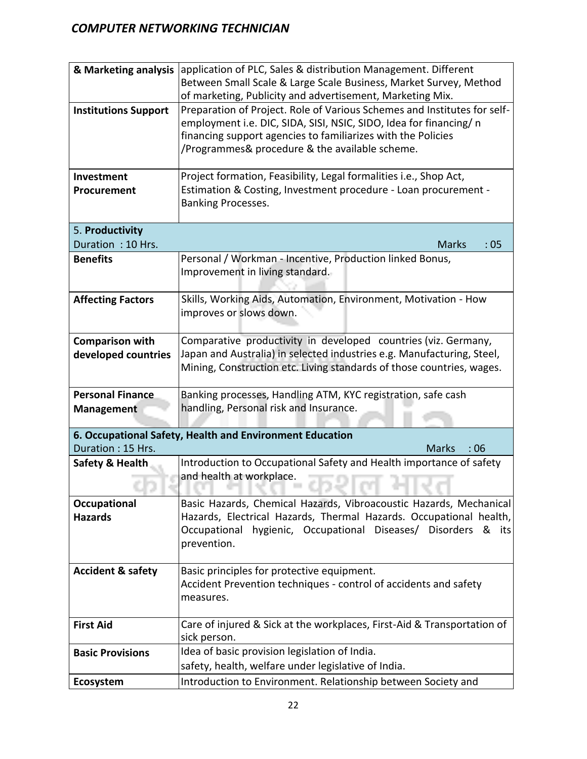| | |
|---|---|
| **& Marketing analysis** | application of PLC, Sales & distribution Management. Different Between Small Scale & Large Scale Business, Market Survey, Method of marketing, Publicity and advertisement, Marketing Mix. |
| **Institutions Support** | Preparation of Project. Role of Various Schemes and Institutes for self-employment i.e. DIC, SIDA, SISI, NSIC, SIDO, Idea for financing/ n financing support agencies to familiarizes with the Policies /Programmes& procedure & the available scheme. |
| **Investment Procurement** | Project formation, Feasibility, Legal formalities i.e., Shop Act, Estimation & Costing, Investment procedure - Loan procurement - Banking Processes. |
| 5. **Productivity** Duration : 10 Hrs. | Marks : 05 |
| **Benefits** | Personal / Workman - Incentive, Production linked Bonus, Improvement in living standard. |
| **Affecting Factors** | Skills, Working Aids, Automation, Environment, Motivation - How improves or slows down. |
| **Comparison with developed countries** | Comparative productivity in developed countries (viz. Germany, Japan and Australia) in selected industries e.g. Manufacturing, Steel, Mining, Construction etc. Living standards of those countries, wages. |
| **Personal Finance Management** | Banking processes, Handling ATM, KYC registration, safe cash handling, Personal risk and Insurance. |
| **6. Occupational Safety, Health and Environment Education** Duration : 15 Hrs. | Marks : 06 |
| **Safety & Health** | Introduction to Occupational Safety and Health importance of safety and health at workplace. |
| **Occupational Hazards** | Basic Hazards, Chemical Hazards, Vibroacoustic Hazards, Mechanical Hazards, Electrical Hazards, Thermal Hazards. Occupational health, Occupational hygienic, Occupational Diseases/ Disorders & its prevention. |
| **Accident & safety** | Basic principles for protective equipment. Accident Prevention techniques - control of accidents and safety measures. |
| **First Aid** | Care of injured & Sick at the workplaces, First-Aid & Transportation of sick person. |
| **Basic Provisions** | Idea of basic provision legislation of India. safety, health, welfare under legislative of India. |
| **Ecosystem** | Introduction to Environment. Relationship between Society and |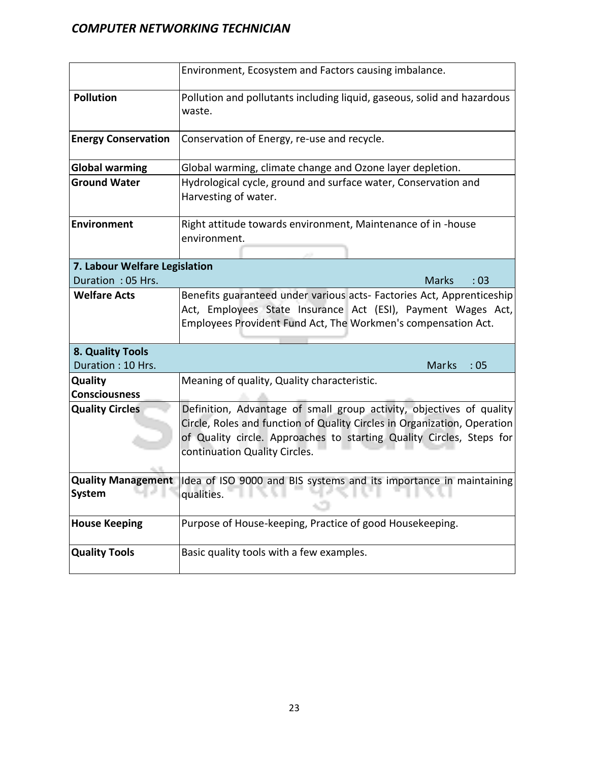| | |
|---|---|
| | Environment, Ecosystem and Factors causing imbalance. |
| **Pollution** | Pollution and pollutants including liquid, gaseous, solid and hazardous waste. |
| **Energy Conservation** | Conservation of Energy, re-use and recycle. |
| **Global warming** | Global warming, climate change and Ozone layer depletion. |
| **Ground Water** | Hydrological cycle, ground and surface water, Conservation and Harvesting of water. |
| **Environment** | Right attitude towards environment, Maintenance of in -house environment. |
| **7. Labour Welfare Legislation**<br>Duration : 05 Hrs. | Marks : 03 |
| **Welfare Acts** | Benefits guaranteed under various acts- Factories Act, Apprenticeship Act, Employees State Insurance Act (ESI), Payment Wages Act, Employees Provident Fund Act, The Workmen's compensation Act. |
| **8. Quality Tools**<br>Duration : 10 Hrs. | Marks : 05 |
| **Quality Consciousness** | Meaning of quality, Quality characteristic. |
| **Quality Circles** | Definition, Advantage of small group activity, objectives of quality Circle, Roles and function of Quality Circles in Organization, Operation of Quality circle. Approaches to starting Quality Circles, Steps for continuation Quality Circles. |
| **Quality Management System** | Idea of ISO 9000 and BIS systems and its importance in maintaining qualities. |
| **House Keeping** | Purpose of House-keeping, Practice of good Housekeeping. |
| **Quality Tools** | Basic quality tools with a few examples. |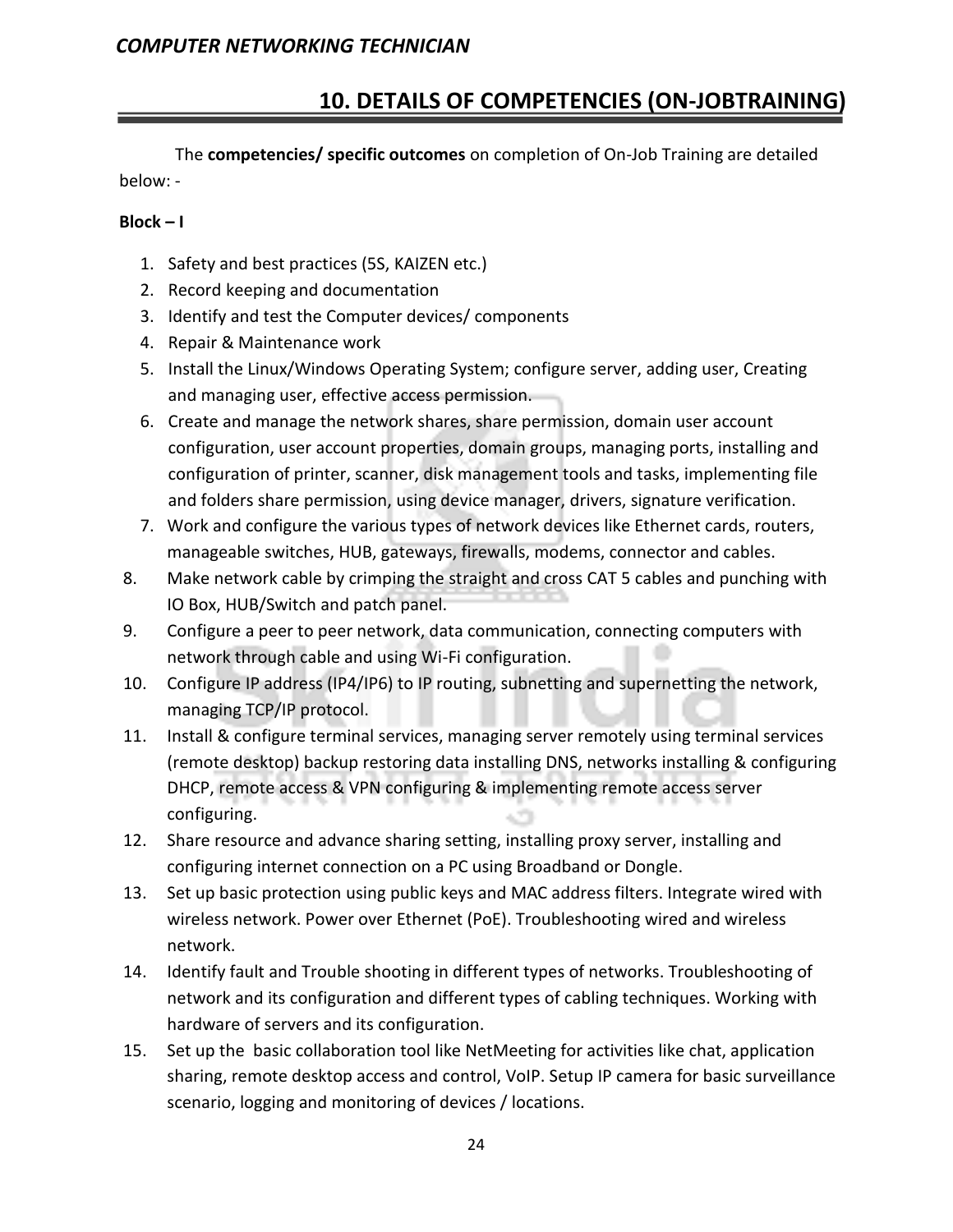## 10. DETAILS OF COMPETENCIES (ON-JOBTRAINING)

The **competencies/ specific outcomes** on completion of On-Job Training are detailed below: -

**Block – I**

1. Safety and best practices (5S, KAIZEN etc.)
2. Record keeping and documentation
3. Identify and test the Computer devices/ components
4. Repair & Maintenance work
5. Install the Linux/Windows Operating System; configure server, adding user, Creating and managing user, effective access permission.
6. Create and manage the network shares, share permission, domain user account configuration, user account properties, domain groups, managing ports, installing and configuration of printer, scanner, disk management tools and tasks, implementing file and folders share permission, using device manager, drivers, signature verification.
7. Work and configure the various types of network devices like Ethernet cards, routers, manageable switches, HUB, gateways, firewalls, modems, connector and cables.
8. Make network cable by crimping the straight and cross CAT 5 cables and punching with IO Box, HUB/Switch and patch panel.
9. Configure a peer to peer network, data communication, connecting computers with network through cable and using Wi-Fi configuration.
10. Configure IP address (IP4/IP6) to IP routing, subnetting and supernetting the network, managing TCP/IP protocol.
11. Install & configure terminal services, managing server remotely using terminal services (remote desktop) backup restoring data installing DNS, networks installing & configuring DHCP, remote access & VPN configuring & implementing remote access server configuring.
12. Share resource and advance sharing setting, installing proxy server, installing and configuring internet connection on a PC using Broadband or Dongle.
13. Set up basic protection using public keys and MAC address filters. Integrate wired with wireless network. Power over Ethernet (PoE). Troubleshooting wired and wireless network.
14. Identify fault and Trouble shooting in different types of networks. Troubleshooting of network and its configuration and different types of cabling techniques. Working with hardware of servers and its configuration.
15. Set up the basic collaboration tool like NetMeeting for activities like chat, application sharing, remote desktop access and control, VoIP. Setup IP camera for basic surveillance scenario, logging and monitoring of devices / locations.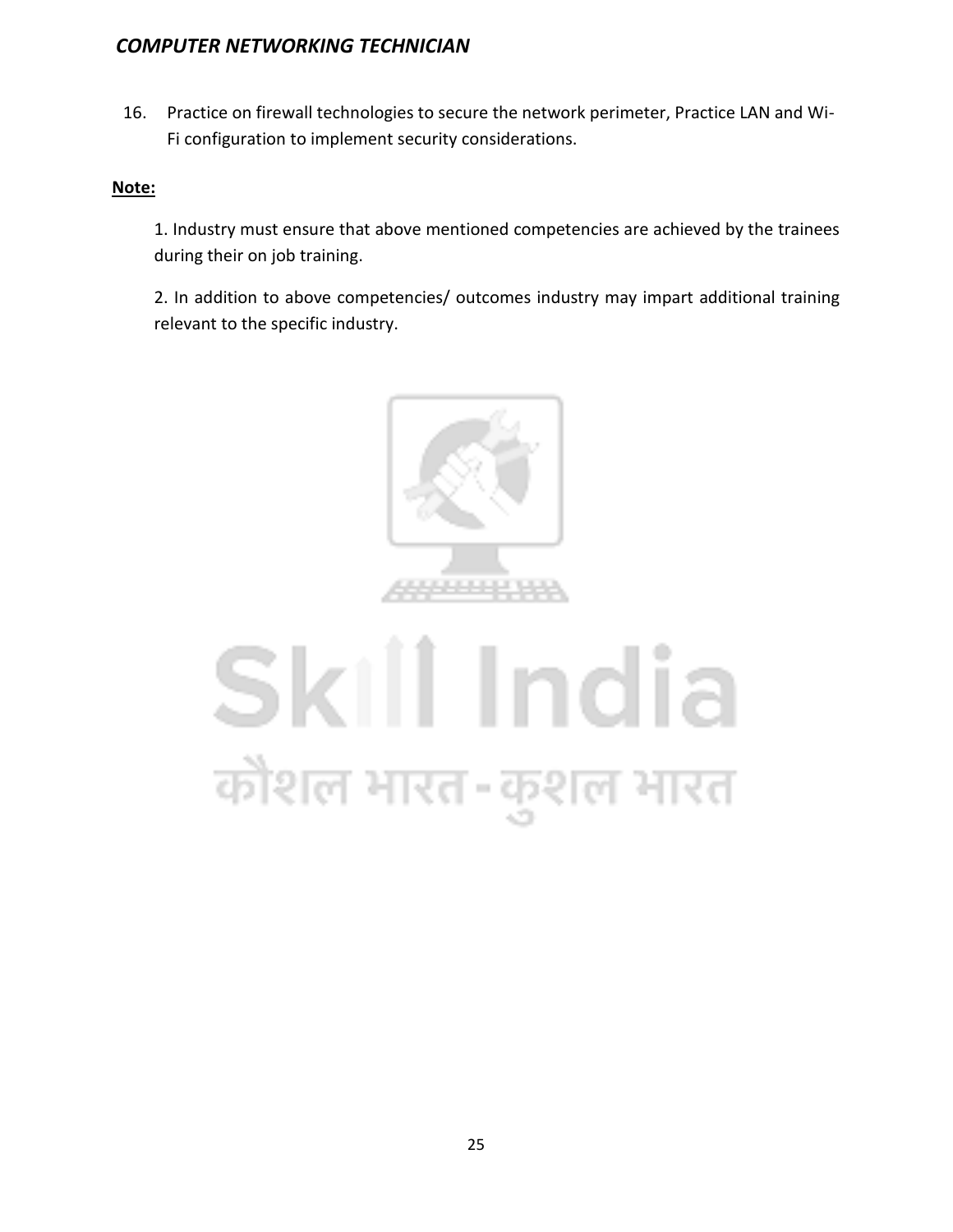16. Practice on firewall technologies to secure the network perimeter, Practice LAN and Wi-Fi configuration to implement security considerations.

**Note:**

1. Industry must ensure that above mentioned competencies are achieved by the trainees during their on job training.

2. In addition to above competencies/ outcomes industry may impart additional training relevant to the specific industry.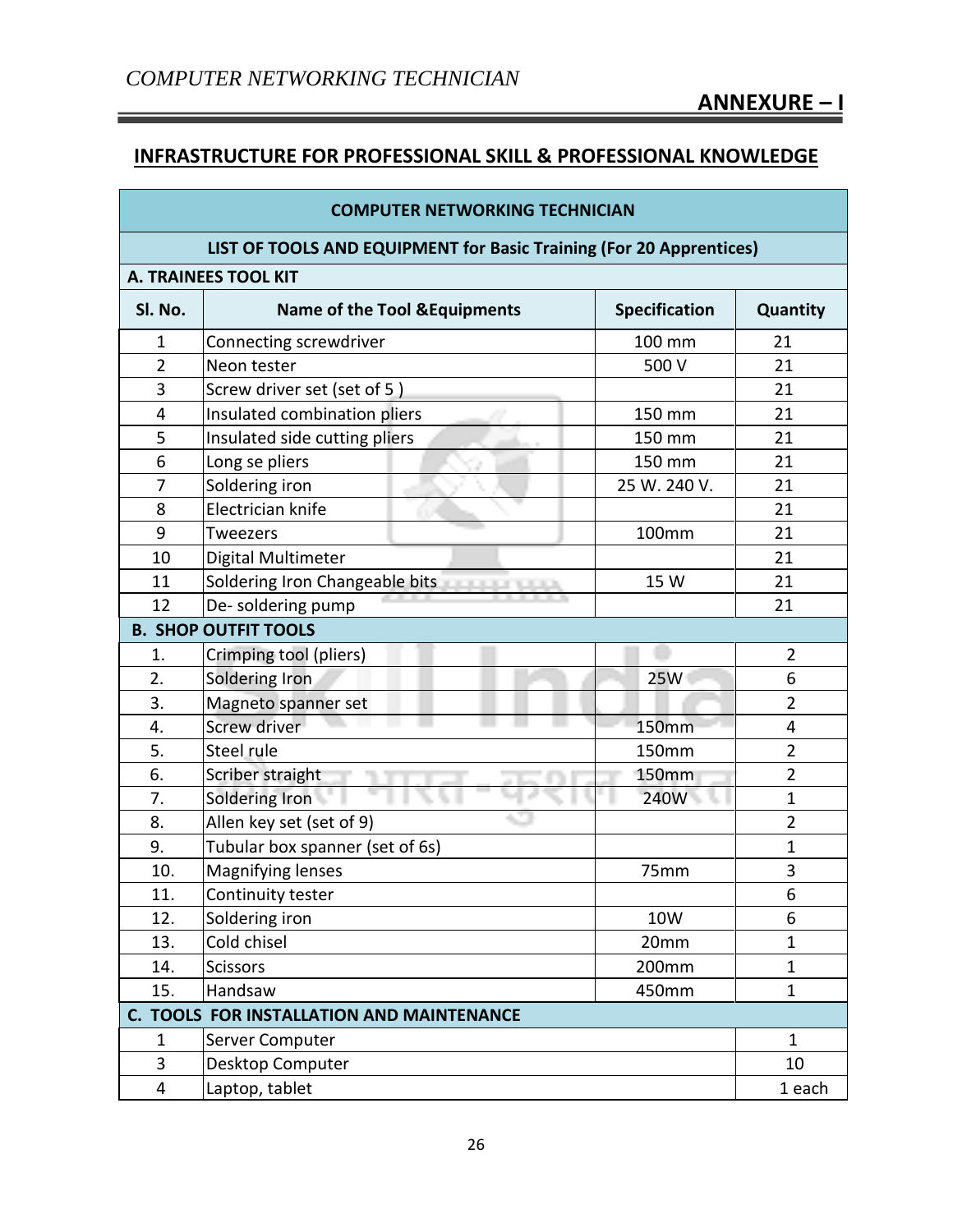## ANNEXURE – I

## INFRASTRUCTURE FOR PROFESSIONAL SKILL & PROFESSIONAL KNOWLEDGE

| COMPUTER NETWORKING TECHNICIAN | | | |
|---|---|---|---|
| **LIST OF TOOLS AND EQUIPMENT for Basic Training (For 20 Apprentices)** | | | |
| **A. TRAINEES TOOL KIT** | | | |
| **Sl. No.** | **Name of the Tool &Equipments** | **Specification** | **Quantity** |
| 1 | Connecting screwdriver | 100 mm | 21 |
| 2 | Neon tester | 500 V | 21 |
| 3 | Screw driver set (set of 5 ) | | 21 |
| 4 | Insulated combination pliers | 150 mm | 21 |
| 5 | Insulated side cutting pliers | 150 mm | 21 |
| 6 | Long se pliers | 150 mm | 21 |
| 7 | Soldering iron | 25 W. 240 V. | 21 |
| 8 | Electrician knife | | 21 |
| 9 | Tweezers | 100mm | 21 |
| 10 | Digital Multimeter | | 21 |
| 11 | Soldering Iron Changeable bits | 15 W | 21 |
| 12 | De- soldering pump | | 21 |
| **B. SHOP OUTFIT TOOLS** | | | |
| 1. | Crimping tool (pliers) | | 2 |
| 2. | Soldering Iron | 25W | 6 |
| 3. | Magneto spanner set | | 2 |
| 4. | Screw driver | 150mm | 4 |
| 5. | Steel rule | 150mm | 2 |
| 6. | Scriber straight | 150mm | 2 |
| 7. | Soldering Iron | 240W | 1 |
| 8. | Allen key set (set of 9) | | 2 |
| 9. | Tubular box spanner (set of 6s) | | 1 |
| 10. | Magnifying lenses | 75mm | 3 |
| 11. | Continuity tester | | 6 |
| 12. | Soldering iron | 10W | 6 |
| 13. | Cold chisel | 20mm | 1 |
| 14. | Scissors | 200mm | 1 |
| 15. | Handsaw | 450mm | 1 |
| **C. TOOLS FOR INSTALLATION AND MAINTENANCE** | | | |
| 1 | Server Computer | | 1 |
| 3 | Desktop Computer | | 10 |
| 4 | Laptop, tablet | | 1 each |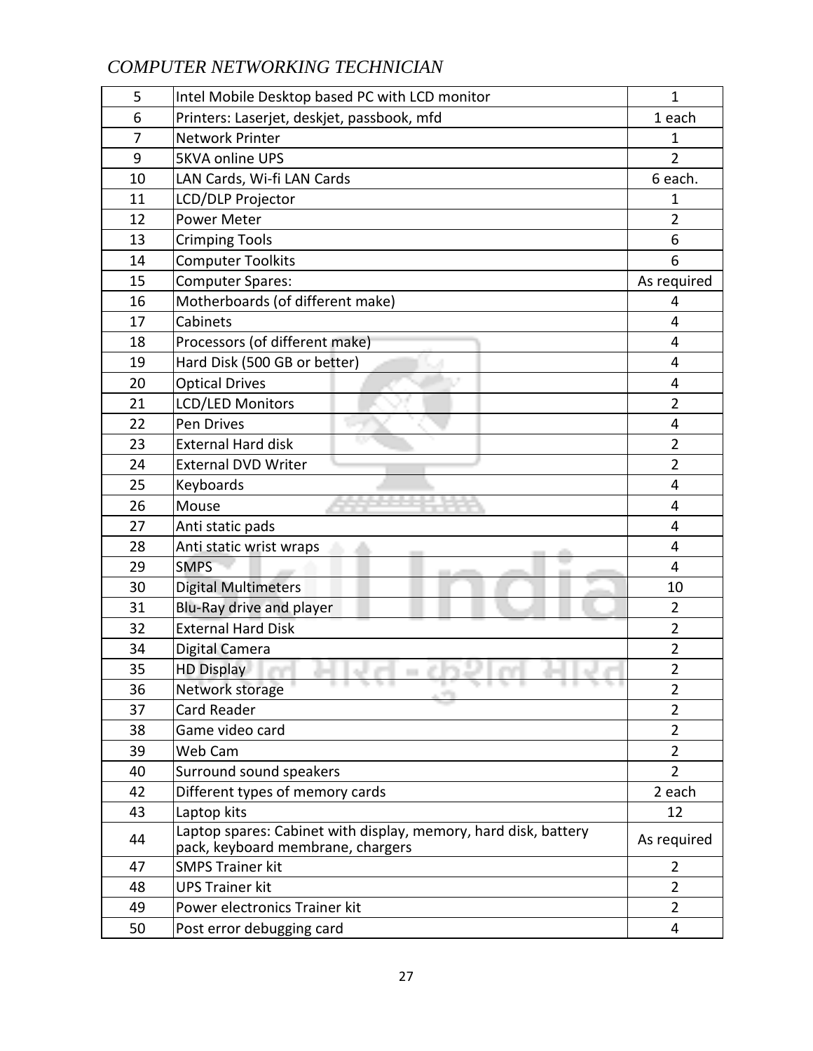| 5 | Intel Mobile Desktop based PC with LCD monitor | 1 |
|---|---|---|
| 6 | Printers: Laserjet, deskjet, passbook, mfd | 1 each |
| 7 | Network Printer | 1 |
| 9 | 5KVA online UPS | 2 |
| 10 | LAN Cards, Wi-fi LAN Cards | 6 each. |
| 11 | LCD/DLP Projector | 1 |
| 12 | Power Meter | 2 |
| 13 | Crimping Tools | 6 |
| 14 | Computer Toolkits | 6 |
| 15 | Computer Spares: | As required |
| 16 | Motherboards (of different make) | 4 |
| 17 | Cabinets | 4 |
| 18 | Processors (of different make) | 4 |
| 19 | Hard Disk (500 GB or better) | 4 |
| 20 | Optical Drives | 4 |
| 21 | LCD/LED Monitors | 2 |
| 22 | Pen Drives | 4 |
| 23 | External Hard disk | 2 |
| 24 | External DVD Writer | 2 |
| 25 | Keyboards | 4 |
| 26 | Mouse | 4 |
| 27 | Anti static pads | 4 |
| 28 | Anti static wrist wraps | 4 |
| 29 | SMPS | 4 |
| 30 | Digital Multimeters | 10 |
| 31 | Blu-Ray drive and player | 2 |
| 32 | External Hard Disk | 2 |
| 34 | Digital Camera | 2 |
| 35 | HD Display | 2 |
| 36 | Network storage | 2 |
| 37 | Card Reader | 2 |
| 38 | Game video card | 2 |
| 39 | Web Cam | 2 |
| 40 | Surround sound speakers | 2 |
| 42 | Different types of memory cards | 2 each |
| 43 | Laptop kits | 12 |
| 44 | Laptop spares: Cabinet with display, memory, hard disk, battery pack, keyboard membrane, chargers | As required |
| 47 | SMPS Trainer kit | 2 |
| 48 | UPS Trainer kit | 2 |
| 49 | Power electronics Trainer kit | 2 |
| 50 | Post error debugging card | 4 |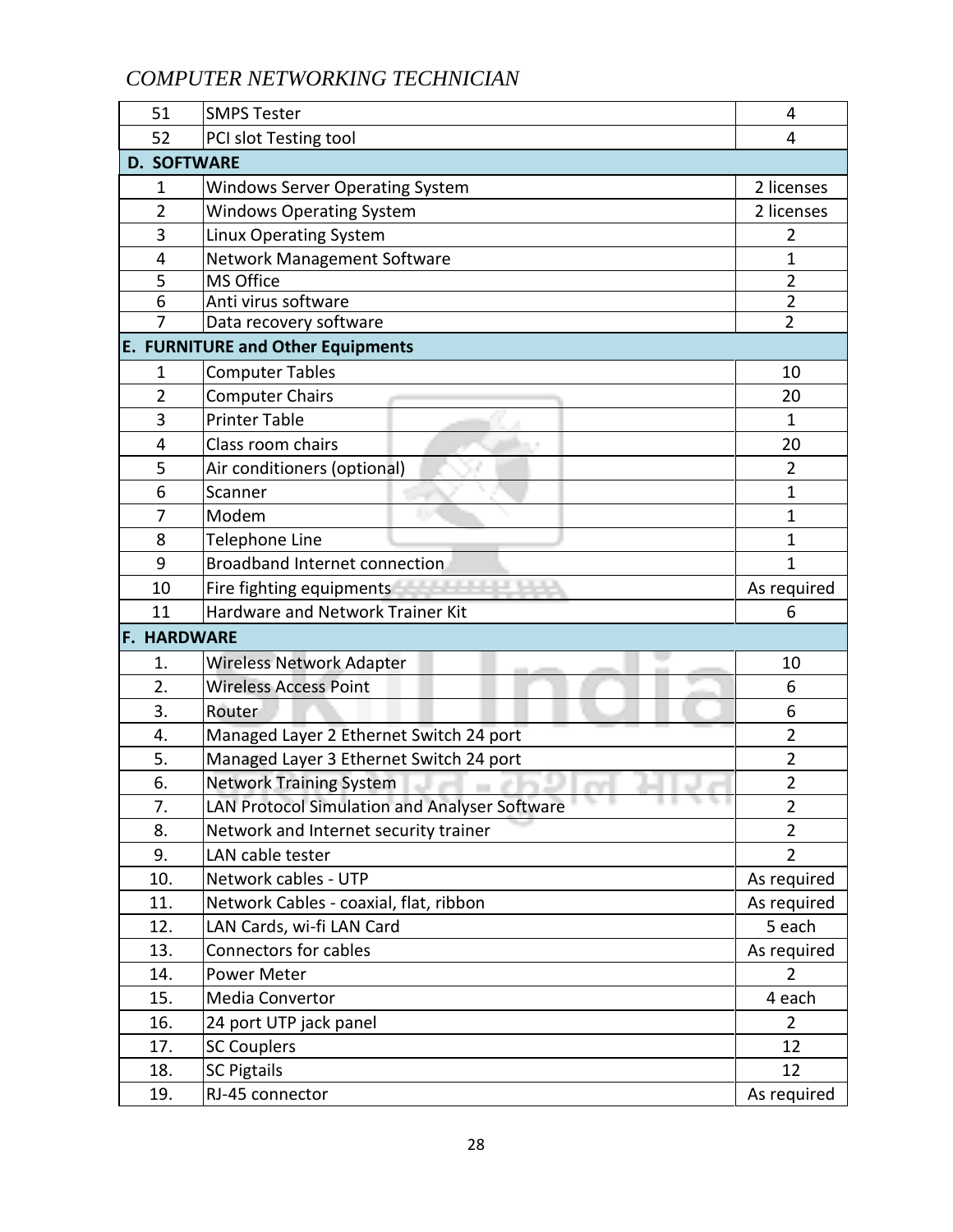| | | |
|---|---|---|
| 51 | SMPS Tester | 4 |
| 52 | PCI slot Testing tool | 4 |
| **D. SOFTWARE** | | |
| 1 | Windows Server Operating System | 2 licenses |
| 2 | Windows Operating System | 2 licenses |
| 3 | Linux Operating System | 2 |
| 4 | Network Management Software | 1 |
| 5 | MS Office | 2 |
| 6 | Anti virus software | 2 |
| 7 | Data recovery software | 2 |
| **E. FURNITURE and Other Equipments** | | |
| 1 | Computer Tables | 10 |
| 2 | Computer Chairs | 20 |
| 3 | Printer Table | 1 |
| 4 | Class room chairs | 20 |
| 5 | Air conditioners (optional) | 2 |
| 6 | Scanner | 1 |
| 7 | Modem | 1 |
| 8 | Telephone Line | 1 |
| 9 | Broadband Internet connection | 1 |
| 10 | Fire fighting equipments | As required |
| 11 | Hardware and Network Trainer Kit | 6 |
| **F. HARDWARE** | | |
| 1. | Wireless Network Adapter | 10 |
| 2. | Wireless Access Point | 6 |
| 3. | Router | 6 |
| 4. | Managed Layer 2 Ethernet Switch 24 port | 2 |
| 5. | Managed Layer 3 Ethernet Switch 24 port | 2 |
| 6. | Network Training System | 2 |
| 7. | LAN Protocol Simulation and Analyser Software | 2 |
| 8. | Network and Internet security trainer | 2 |
| 9. | LAN cable tester | 2 |
| 10. | Network cables - UTP | As required |
| 11. | Network Cables - coaxial, flat, ribbon | As required |
| 12. | LAN Cards, wi-fi LAN Card | 5 each |
| 13. | Connectors for cables | As required |
| 14. | Power Meter | 2 |
| 15. | Media Convertor | 4 each |
| 16. | 24 port UTP jack panel | 2 |
| 17. | SC Couplers | 12 |
| 18. | SC Pigtails | 12 |
| 19. | RJ-45 connector | As required |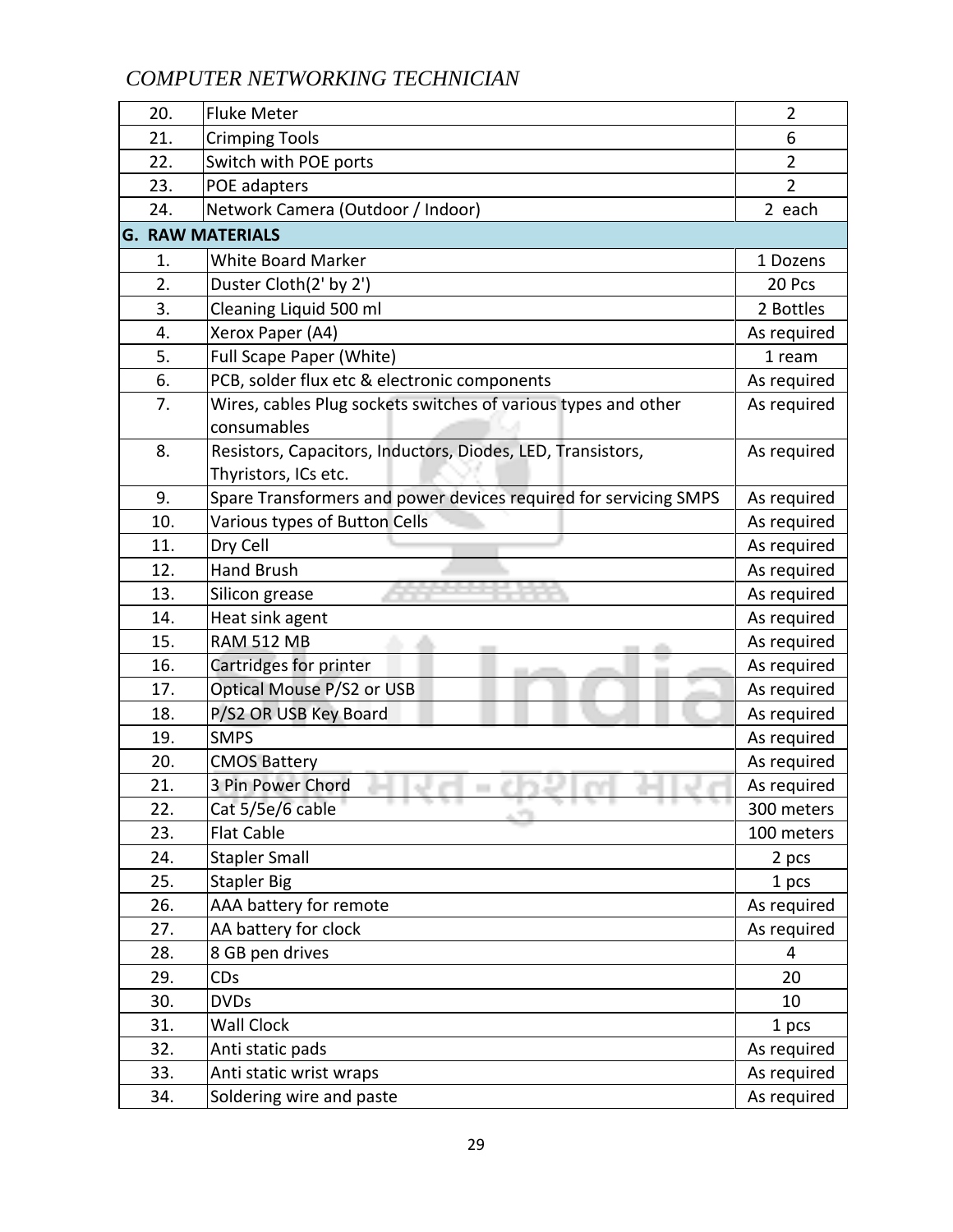| | | |
|---|---|---|
| 20. | Fluke Meter | 2 |
| 21. | Crimping Tools | 6 |
| 22. | Switch with POE ports | 2 |
| 23. | POE adapters | 2 |
| 24. | Network Camera (Outdoor / Indoor) | 2 each |
| **G. RAW MATERIALS** | | |
| 1. | White Board Marker | 1 Dozens |
| 2. | Duster Cloth(2' by 2') | 20 Pcs |
| 3. | Cleaning Liquid 500 ml | 2 Bottles |
| 4. | Xerox Paper (A4) | As required |
| 5. | Full Scape Paper (White) | 1 ream |
| 6. | PCB, solder flux etc & electronic components | As required |
| 7. | Wires, cables Plug sockets switches of various types and other consumables | As required |
| 8. | Resistors, Capacitors, Inductors, Diodes, LED, Transistors, Thyristors, ICs etc. | As required |
| 9. | Spare Transformers and power devices required for servicing SMPS | As required |
| 10. | Various types of Button Cells | As required |
| 11. | Dry Cell | As required |
| 12. | Hand Brush | As required |
| 13. | Silicon grease | As required |
| 14. | Heat sink agent | As required |
| 15. | RAM 512 MB | As required |
| 16. | Cartridges for printer | As required |
| 17. | Optical Mouse P/S2 or USB | As required |
| 18. | P/S2 OR USB Key Board | As required |
| 19. | SMPS | As required |
| 20. | CMOS Battery | As required |
| 21. | 3 Pin Power Chord | As required |
| 22. | Cat 5/5e/6 cable | 300 meters |
| 23. | Flat Cable | 100 meters |
| 24. | Stapler Small | 2 pcs |
| 25. | Stapler Big | 1 pcs |
| 26. | AAA battery for remote | As required |
| 27. | AA battery for clock | As required |
| 28. | 8 GB pen drives | 4 |
| 29. | CDs | 20 |
| 30. | DVDs | 10 |
| 31. | Wall Clock | 1 pcs |
| 32. | Anti static pads | As required |
| 33. | Anti static wrist wraps | As required |
| 34. | Soldering wire and paste | As required |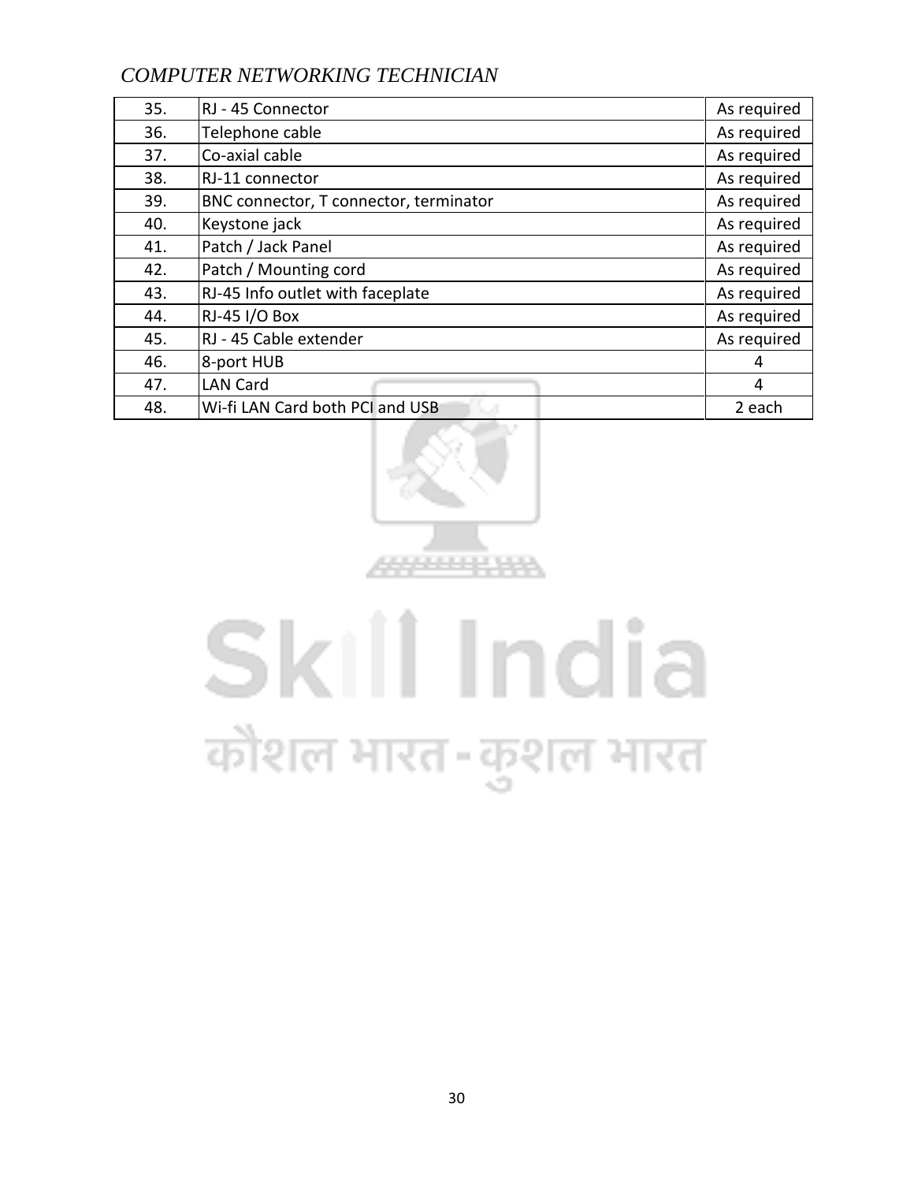| | | |
|---|---|---|
| 35. | RJ - 45 Connector | As required |
| 36. | Telephone cable | As required |
| 37. | Co-axial cable | As required |
| 38. | RJ-11 connector | As required |
| 39. | BNC connector, T connector, terminator | As required |
| 40. | Keystone jack | As required |
| 41. | Patch / Jack Panel | As required |
| 42. | Patch / Mounting cord | As required |
| 43. | RJ-45 Info outlet with faceplate | As required |
| 44. | RJ-45 I/O Box | As required |
| 45. | RJ - 45 Cable extender | As required |
| 46. | 8-port HUB | 4 |
| 47. | LAN Card | 4 |
| 48. | Wi-fi LAN Card both PCI and USB | 2 each |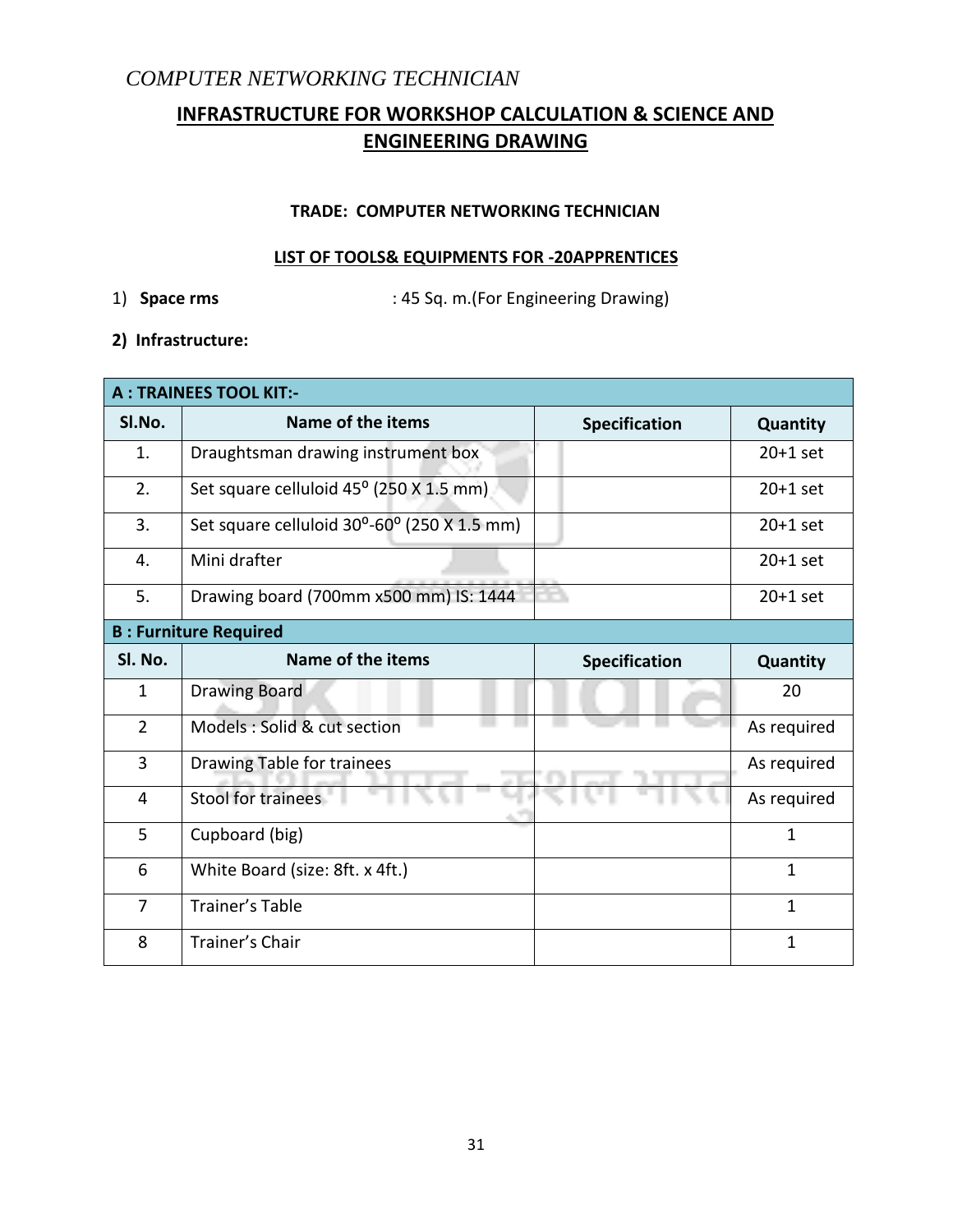*COMPUTER NETWORKING TECHNICIAN*

## INFRASTRUCTURE FOR WORKSHOP CALCULATION & SCIENCE AND ENGINEERING DRAWING

**TRADE: COMPUTER NETWORKING TECHNICIAN**

**LIST OF TOOLS& EQUIPMENTS FOR -20APPRENTICES**

1) **Space rms** : 45 Sq. m.(For Engineering Drawing)

**2) Infrastructure:**

| **A : TRAINEES TOOL KIT:-** | | | |
|---|---|---|---|
| **Sl.No.** | **Name of the items** | **Specification** | **Quantity** |
| 1. | Draughtsman drawing instrument box | | 20+1 set |
| 2. | Set square celluloid 45$^{o}$ (250 X 1.5 mm) | | 20+1 set |
| 3. | Set square celluloid 30$^{o}$-60$^{o}$ (250 X 1.5 mm) | | 20+1 set |
| 4. | Mini drafter | | 20+1 set |
| 5. | Drawing board (700mm x500 mm) IS: 1444 | | 20+1 set |
| **B : Furniture Required** | | | |
| **Sl. No.** | **Name of the items** | **Specification** | **Quantity** |
| 1 | Drawing Board | | 20 |
| 2 | Models : Solid & cut section | | As required |
| 3 | Drawing Table for trainees | | As required |
| 4 | Stool for trainees | | As required |
| 5 | Cupboard (big) | | 1 |
| 6 | White Board (size: 8ft. x 4ft.) | | 1 |
| 7 | Trainer's Table | | 1 |
| 8 | Trainer's Chair | | 1 |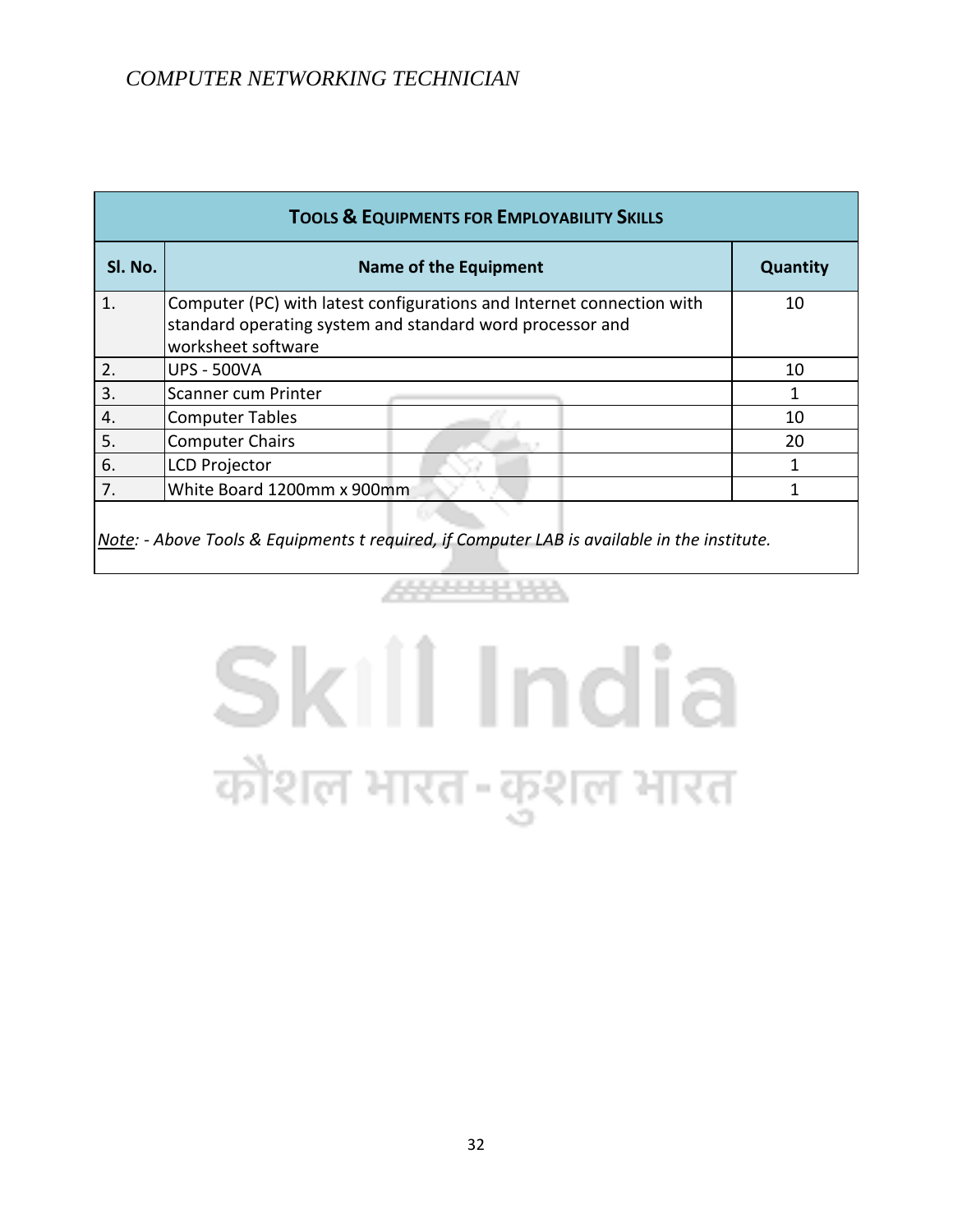| TOOLS & EQUIPMENTS FOR EMPLOYABILITY SKILLS | | |
|---|---|---|
| **Sl. No.** | **Name of the Equipment** | **Quantity** |
| 1. | Computer (PC) with latest configurations and Internet connection with standard operating system and standard word processor and worksheet software | 10 |
| 2. | UPS - 500VA | 10 |
| 3. | Scanner cum Printer | 1 |
| 4. | Computer Tables | 10 |
| 5. | Computer Chairs | 20 |
| 6. | LCD Projector | 1 |
| 7. | White Board 1200mm x 900mm | 1 |

*Note: - Above Tools & Equipments t required, if Computer LAB is available in the institute.*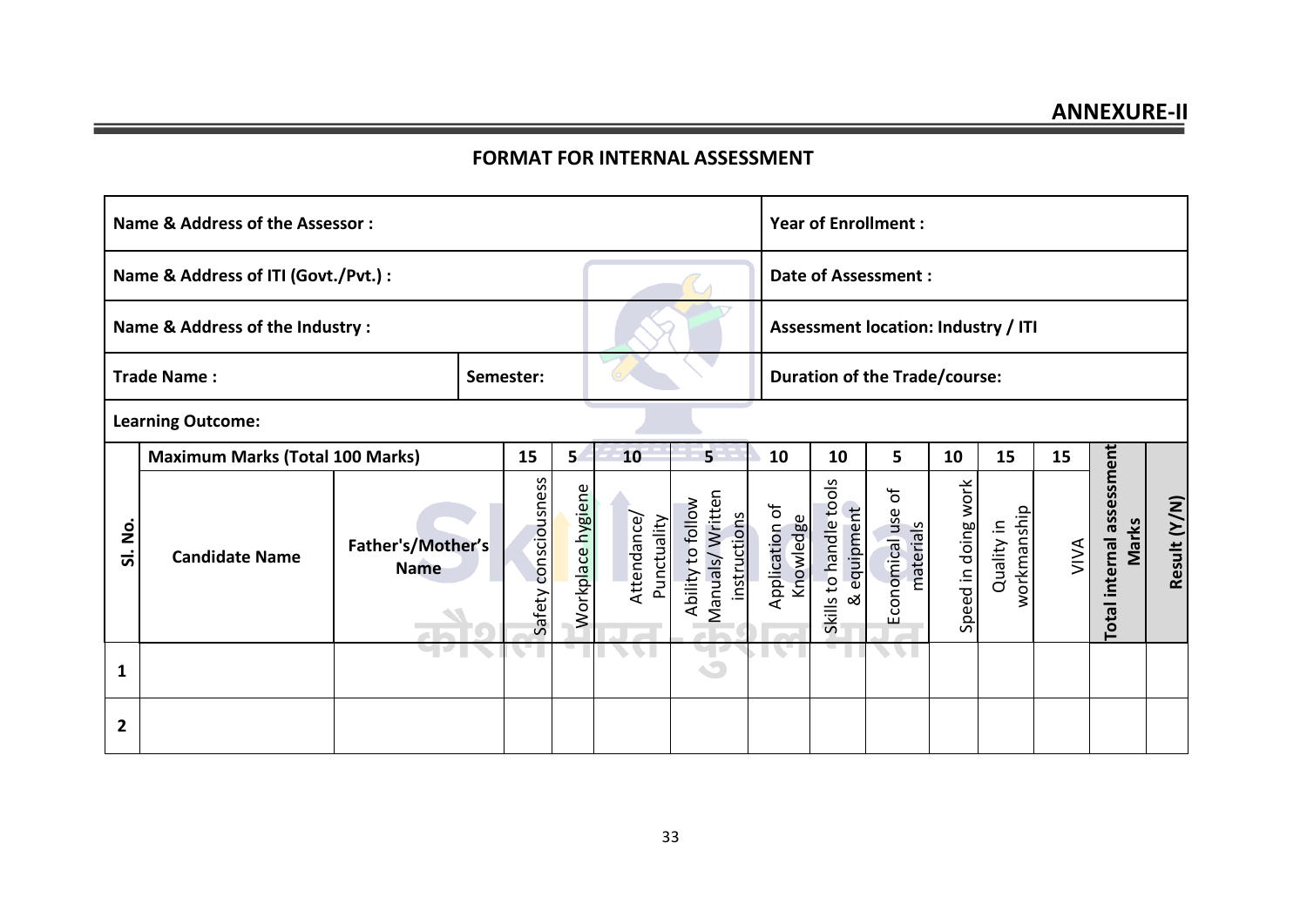**ANNEXURE-II**

## FORMAT FOR INTERNAL ASSESSMENT

| | |
|---|---|
| **Name & Address of the Assessor :** | **Year of Enrollment :** |
| **Name & Address of ITI (Govt./Pvt.) :** | **Date of Assessment :** |
| **Name & Address of the Industry :** | **Assessment location: Industry / ITI** |
| **Trade Name :** **Semester:** | **Duration of the Trade/course:** |
| **Learning Outcome:** | |

| Sl. No. | Maximum Marks (Total 100 Marks) | | 15 | 5 | 10 | 5 | 10 | 10 | 5 | 10 | 15 | 15 | Total internal assessment Marks | Result (Y/N) |
|---|---|---|---|---|---|---|---|---|---|---|---|---|---|---|
| | **Candidate Name** | **Father's/Mother's Name** | Safety consciousness | Workplace hygiene | Attendance/ Punctuality | Ability to follow Manuals/ Written instructions | Application of Knowledge | Skills to handle tools & equipment | Economical use of materials | Speed in doing work | Quality in workmanship | VIVA | | |
| 1 | | | | | | | | | | | | | | |
| 2 | | | | | | | | | | | | | | |